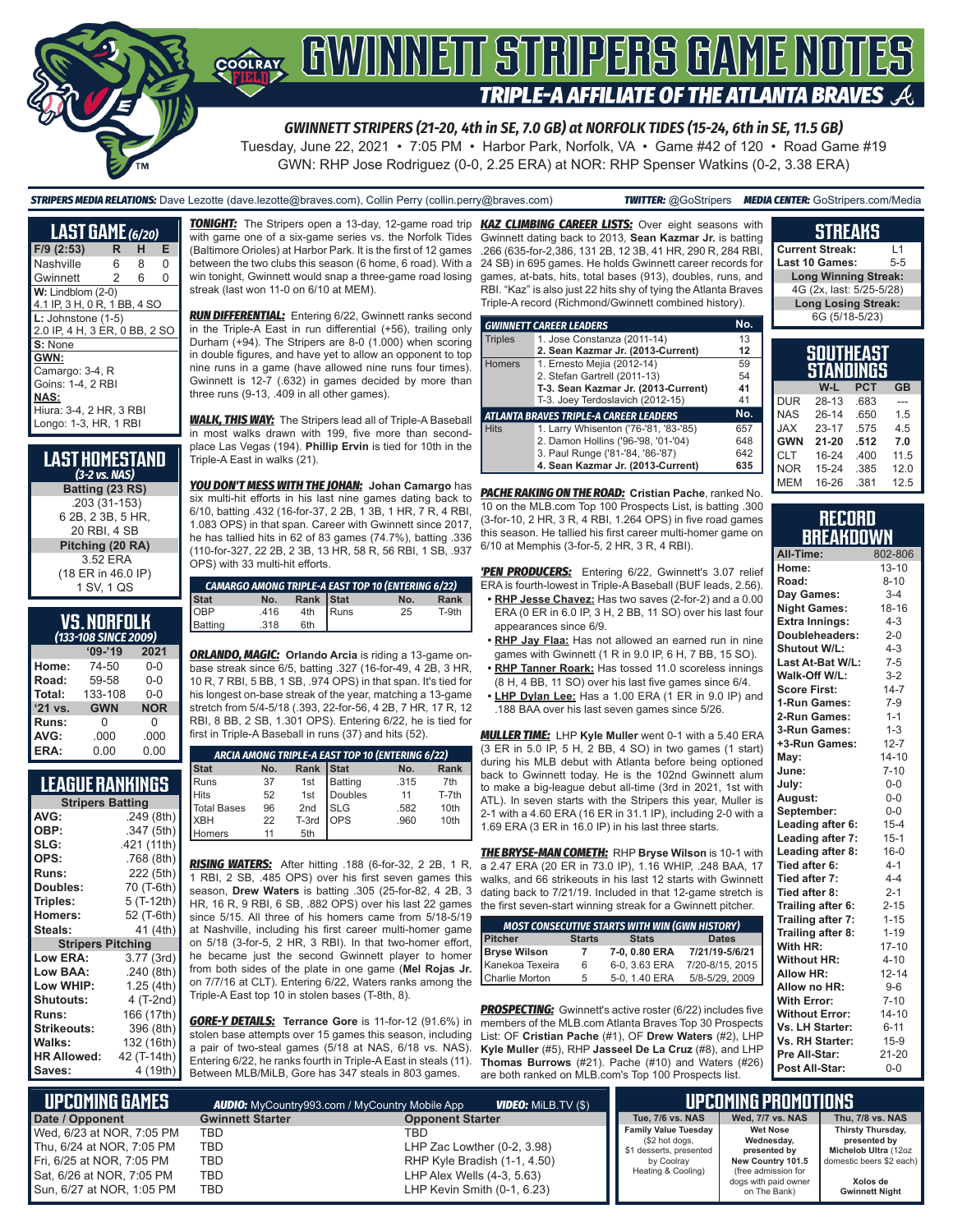# GWINNETT STRIPERS GAME NOTES

## TRIPLE-A AFFILIATE OF THE ATLANTA BRAVES

***GWINNETT STRIPERS (21-20, 4th in SE, 7.0 GB) at NORFOLK TIDES (15-24, 6th in SE, 11.5 GB)***

Tuesday, June 22, 2021 • 7:05 PM • Harbor Park, Norfolk, VA • Game #42 of 120 • Road Game #19

GWN: RHP Jose Rodriguez (0-0, 2.25 ERA) at NOR: RHP Spenser Watkins (0-2, 3.38 ERA)

***STRIPERS MEDIA RELATIONS:*** Dave Lezotte (dave.lezotte@braves.com), Collin Perry (collin.perry@braves.com) ***TWITTER:*** @GoStripers ***MEDIA CENTER:*** GoStripers.com/Media

## LAST GAME (6/20)

| F/9 (2:53) | R | H | E |
|---|---|---|---|
| Nashville | 6 | 8 | 0 |
| Gwinnett | 2 | 6 | 0 |

**W:** Lindblom (2-0)
4.1 IP, 3 H, 0 R, 1 BB, 4 SO

**L:** Johnstone (1-5)
2.0 IP, 4 H, 3 ER, 0 BB, 2 SO

**S:** None

**GWN:**
Camargo: 3-4, R
Goins: 1-4, 2 RBI

**NAS:**
Hiura: 3-4, 2 HR, 3 RBI
Longo: 1-3, HR, 1 RBI

## LAST HOMESTAND (3-2 vs. NAS)

**Batting (23 RS)**
.203 (31-153)
6 2B, 2 3B, 5 HR,
20 RBI, 4 SB

**Pitching (20 RA)**
3.52 ERA
(18 ER in 46.0 IP)
1 SV, 1 QS

## VS. NORFOLK (133-108 SINCE 2009)

| | '09-'19 | 2021 |
|---|---|---|
| Home: | 74-50 | 0-0 |
| Road: | 59-58 | 0-0 |
| Total: | 133-108 | 0-0 |
| '21 vs. | GWN | NOR |
| Runs: | 0 | 0 |
| AVG: | .000 | .000 |
| ERA: | 0.00 | 0.00 |

## LEAGUE RANKINGS

| Stripers Batting | |
|---|---|
| AVG: | .249 (8th) |
| OBP: | .347 (5th) |
| SLG: | .421 (11th) |
| OPS: | .768 (8th) |
| Runs: | 222 (5th) |
| Doubles: | 70 (T-6th) |
| Triples: | 5 (T-12th) |
| Homers: | 52 (T-6th) |
| Steals: | 41 (4th) |
| **Stripers Pitching** | |
| Low ERA: | 3.77 (3rd) |
| Low BAA: | .240 (8th) |
| Low WHIP: | 1.25 (4th) |
| Shutouts: | 4 (T-2nd) |
| Runs: | 166 (17th) |
| Strikeouts: | 396 (8th) |
| Walks: | 132 (16th) |
| HR Allowed: | 42 (T-14th) |
| Saves: | 4 (19th) |

***TONIGHT:*** The Stripers open a 13-day, 12-game road trip with game one of a six-game series vs. the Norfolk Tides (Baltimore Orioles) at Harbor Park. It is the first of 12 games between the two clubs this season (6 home, 6 road). With a win tonight, Gwinnett would snap a three-game road losing streak (last won 11-0 on 6/10 at MEM).

***RUN DIFFERENTIAL:*** Entering 6/22, Gwinnett ranks second in the Triple-A East in run differential (+56), trailing only Durham (+94). The Stripers are 8-0 (1.000) when scoring in double figures, and have yet to allow an opponent to top nine runs in a game (have allowed nine runs four times). Gwinnett is 12-7 (.632) in games decided by more than three runs (9-13, .409 in all other games).

***WALK, THIS WAY:*** The Stripers lead all of Triple-A Baseball in most walks drawn with 199, five more than second-place Las Vegas (194). **Phillip Ervin** is tied for 10th in the Triple-A East in walks (21).

***YOU DON'T MESS WITH THE JOHAN:*** **Johan Camargo** has six multi-hit efforts in his last nine games dating back to 6/10, batting .432 (16-for-37, 2 2B, 1 3B, 1 HR, 7 R, 4 RBI, 1.083 OPS) in that span. Career with Gwinnett since 2017, he has tallied hits in 62 of 83 games (74.7%), batting .336 (110-for-327, 22 2B, 2 3B, 13 HR, 58 R, 56 RBI, 1 SB, .937 OPS) with 33 multi-hit efforts.

| CAMARGO AMONG TRIPLE-A EAST TOP 10 (ENTERING 6/22) | | | | | |
|---|---|---|---|---|---|
| Stat | No. | Rank | Stat | No. | Rank |
| OBP | .416 | 4th | Runs | 25 | T-9th |
| Batting | .318 | 6th | | | |

***ORLANDO, MAGIC:*** **Orlando Arcia** is riding a 13-game on-base streak since 6/5, batting .327 (16-for-49, 4 2B, 3 HR, 10 R, 7 RBI, 5 BB, 1 SB, .974 OPS) in that span. It's tied for his longest on-base streak of the year, matching a 13-game stretch from 5/4-5/18 (.393, 22-for-56, 4 2B, 7 HR, 17 R, 12 RBI, 8 BB, 2 SB, 1.301 OPS). Entering 6/22, he is tied for first in Triple-A Baseball in runs (37) and hits (52).

| ARCIA AMONG TRIPLE-A EAST TOP 10 (ENTERING 6/22) | | | | | |
|---|---|---|---|---|---|
| Stat | No. | Rank | Stat | No. | Rank |
| Runs | 37 | 1st | Batting | .315 | 7th |
| Hits | 52 | 1st | Doubles | 11 | T-7th |
| Total Bases | 96 | 2nd | SLG | .582 | 10th |
| XBH | 22 | T-3rd | OPS | .960 | 10th |
| Homers | 11 | 5th | | | |

***RISING WATERS:*** After hitting .188 (6-for-32, 2 2B, 1 R, 1 RBI, 2 SB, .485 OPS) over his first seven games this season, **Drew Waters** is batting .305 (25-for-82, 4 2B, 3 HR, 16 R, 9 RBI, 6 SB, .882 OPS) over his last 22 games since 5/15. All three of his homers came from 5/18-5/19 at Nashville, including his first career multi-homer game on 5/18 (3-for-5, 2 HR, 3 RBI). In that two-homer effort, he became just the second Gwinnett player to homer from both sides of the plate in one game (**Mel Rojas Jr.** on 7/7/16 at CLT). Entering 6/22, Waters ranks among the Triple-A East top 10 in stolen bases (T-8th, 8).

***GORE-Y DETAILS:*** **Terrance Gore** is 11-for-12 (91.6%) in stolen base attempts over 15 games this season, including a pair of two-steal games (5/18 at NAS, 6/18 vs. NAS). Entering 6/22, he ranks fourth in Triple-A East in steals (11). Between MLB/MiLB, Gore has 347 steals in 803 games.

***KAZ CLIMBING CAREER LISTS:*** Over eight seasons with Gwinnett dating back to 2013, **Sean Kazmar Jr.** is batting .266 (635-for-2,386, 131 2B, 12 3B, 41 HR, 290 R, 284 RBI, 24 SB) in 695 games. He holds Gwinnett career records for games, at-bats, hits, total bases (913), doubles, runs, and RBI. "Kaz" is also just 22 hits shy of tying the Atlanta Braves Triple-A record (Richmond/Gwinnett combined history).

| GWINNETT CAREER LEADERS | | No. |
|---|---|---|
| Triples | 1. Jose Constanza (2011-14) | 13 |
| | **2. Sean Kazmar Jr. (2013-Current)** | **12** |
| Homers | 1. Ernesto Mejia (2012-14) | 59 |
| | 2. Stefan Gartrell (2011-13) | 54 |
| | **T-3. Sean Kazmar Jr. (2013-Current)** | **41** |
| | T-3. Joey Terdoslavich (2012-15) | 41 |
| **ATLANTA BRAVES TRIPLE-A CAREER LEADERS** | | **No.** |
| Hits | 1. Larry Whisenton ('76-'81, '83-'85) | 657 |
| | 2. Damon Hollins ('96-'98, '01-'04) | 648 |
| | 3. Paul Runge ('81-'84, '86-'87) | 642 |
| | **4. Sean Kazmar Jr. (2013-Current)** | **635** |

***PACHE RAKING ON THE ROAD:*** **Cristian Pache**, ranked No. 10 on the MLB.com Top 100 Prospects List, is batting .300 (3-for-10, 2 HR, 3 R, 4 RBI, 1.264 OPS) in five road games this season. He tallied his first career multi-homer game on 6/10 at Memphis (3-for-5, 2 HR, 3 R, 4 RBI).

***'PEN PRODUCERS:*** Entering 6/22, Gwinnett's 3.07 relief ERA is fourth-lowest in Triple-A Baseball (BUF leads, 2.56).

- **RHP Jesse Chavez:** Has two saves (2-for-2) and a 0.00 ERA (0 ER in 6.0 IP, 3 H, 2 BB, 11 SO) over his last four appearances since 6/9.
- **RHP Jay Flaa:** Has not allowed an earned run in nine games with Gwinnett (1 R in 9.0 IP, 6 H, 7 BB, 15 SO).
- **RHP Tanner Roark:** Has tossed 11.0 scoreless innings (8 H, 4 BB, 11 SO) over his last five games since 6/4.
- **LHP Dylan Lee:** Has a 1.00 ERA (1 ER in 9.0 IP) and .188 BAA over his last seven games since 5/26.

***MULLER TIME:*** LHP **Kyle Muller** went 0-1 with a 5.40 ERA (3 ER in 5.0 IP, 5 H, 2 BB, 4 SO) in two games (1 start) during his MLB debut with Atlanta before being optioned back to Gwinnett today. He is the 102nd Gwinnett alum to make a big-league debut all-time (3rd in 2021, 1st with ATL). In seven starts with the Stripers this year, Muller is 2-1 with a 4.60 ERA (16 ER in 31.1 IP), including 2-0 with a 1.69 ERA (3 ER in 16.0 IP) in his last three starts.

***THE BRYSE-MAN COMETH:*** RHP **Bryse Wilson** is 10-1 with a 2.47 ERA (20 ER in 73.0 IP), 1.16 WHIP, .248 BAA, 17 walks, and 66 strikeouts in his last 12 starts with Gwinnett dating back to 7/21/19. Included in that 12-game stretch is the first seven-start winning streak for a Gwinnett pitcher.

| MOST CONSECUTIVE STARTS WITH WIN (GWN HISTORY) | | | |
|---|---|---|---|
| Pitcher | Starts | Stats | Dates |
| **Bryse Wilson** | **7** | **7-0, 0.80 ERA** | **7/21/19-5/6/21** |
| Kanekoa Texeira | 6 | 6-0, 3.63 ERA | 7/20-8/15, 2015 |
| Charlie Morton | 5 | 5-0, 1.40 ERA | 5/8-5/29, 2009 |

***PROSPECTING:*** Gwinnett's active roster (6/22) includes five members of the MLB.com Atlanta Braves Top 30 Prospects List: OF **Cristian Pache** (#1), OF **Drew Waters** (#2), LHP **Kyle Muller** (#5), RHP **Jasseel De La Cruz** (#8), and LHP **Thomas Burrows** (#21). Pache (#10) and Waters (#26) are both ranked on MLB.com's Top 100 Prospects list.

## STREAKS

| | |
|---|---|
| **Current Streak:** | L1 |
| **Last 10 Games:** | 5-5 |
| **Long Winning Streak:** | |
| 4G (2x, last: 5/25-5/28) | |
| **Long Losing Streak:** | |
| 6G (5/18-5/23) | |

## SOUTHEAST STANDINGS

| | W-L | PCT | GB |
|---|---|---|---|
| DUR | 28-13 | .683 | --- |
| NAS | 26-14 | .650 | 1.5 |
| JAX | 23-17 | .575 | 4.5 |
| **GWN** | **21-20** | **.512** | **7.0** |
| CLT | 16-24 | .400 | 11.5 |
| NOR | 15-24 | .385 | 12.0 |
| MEM | 16-26 | .381 | 12.5 |

## RECORD BREAKDOWN

| | |
|---|---|
| **All-Time:** | 802-806 |
| **Home:** | 13-10 |
| **Road:** | 8-10 |
| **Day Games:** | 3-4 |
| **Night Games:** | 18-16 |
| **Extra Innings:** | 4-3 |
| **Doubleheaders:** | 2-0 |
| **Shutout W/L:** | 4-3 |
| **Last At-Bat W/L:** | 7-5 |
| **Walk-Off W/L:** | 3-2 |
| **Score First:** | 14-7 |
| **1-Run Games:** | 7-9 |
| **2-Run Games:** | 1-1 |
| **3-Run Games:** | 1-3 |
| **+3-Run Games:** | 12-7 |
| **May:** | 14-10 |
| **June:** | 7-10 |
| **July:** | 0-0 |
| **August:** | 0-0 |
| **September:** | 0-0 |
| **Leading after 6:** | 15-4 |
| **Leading after 7:** | 15-1 |
| **Leading after 8:** | 16-0 |
| **Tied after 6:** | 4-1 |
| **Tied after 7:** | 4-4 |
| **Tied after 8:** | 2-1 |
| **Trailing after 6:** | 2-15 |
| **Trailing after 7:** | 1-15 |
| **Trailing after 8:** | 1-19 |
| **With HR:** | 17-10 |
| **Without HR:** | 4-10 |
| **Allow HR:** | 12-14 |
| **Allow no HR:** | 9-6 |
| **With Error:** | 7-10 |
| **Without Error:** | 14-10 |
| **Vs. LH Starter:** | 6-11 |
| **Vs. RH Starter:** | 15-9 |
| **Pre All-Star:** | 21-20 |
| **Post All-Star:** | 0-0 |

## UPCOMING GAMES

***AUDIO:*** MyCountry993.com / MyCountry Mobile App ***VIDEO:*** MiLB.TV ($)

| Date / Opponent | Gwinnett Starter | Opponent Starter |
|---|---|---|
| Wed, 6/23 at NOR, 7:05 PM | TBD | TBD |
| Thu, 6/24 at NOR, 7:05 PM | TBD | LHP Zac Lowther (0-2, 3.98) |
| Fri, 6/25 at NOR, 7:05 PM | TBD | RHP Kyle Bradish (1-1, 4.50) |
| Sat, 6/26 at NOR, 7:05 PM | TBD | LHP Alex Wells (4-3, 5.63) |
| Sun, 6/27 at NOR, 1:05 PM | TBD | LHP Kevin Smith (0-1, 6.23) |

## UPCOMING PROMOTIONS

| Tue, 7/6 vs. NAS | Wed, 7/7 vs. NAS | Thu, 7/8 vs. NAS |
|---|---|---|
| **Family Value Tuesday** ($2 hot dogs, $1 desserts, presented by Coolray Heating & Cooling) | **Wet Nose Wednesday, presented by New Country 101.5** (free admission for dogs with paid owner on The Bank) | **Thirsty Thursday, presented by Michelob Ultra** (12oz domestic beers $2 each) **Xolos de Gwinnett Night** |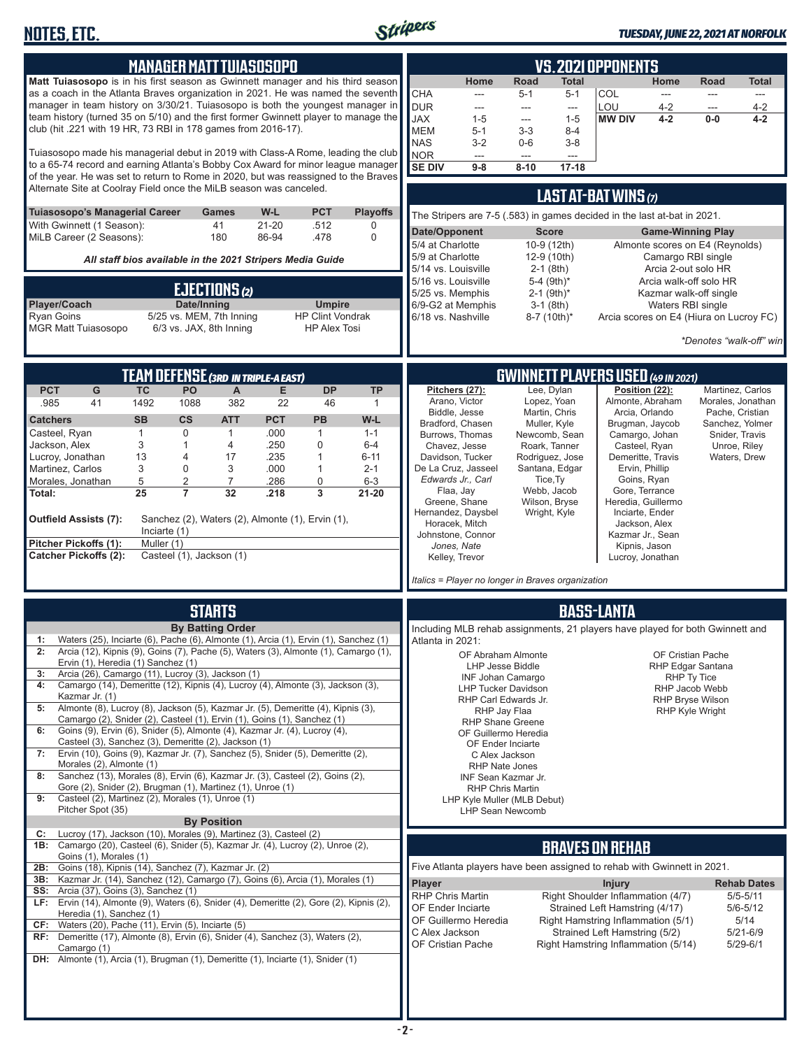## MANAGER MATT TUIASOSOPO

**Matt Tuiasosopo** is in his first season as Gwinnett manager and his third season as a coach in the Atlanta Braves organization in 2021. He was named the seventh manager in team history on 3/30/21. Tuiasosopo is both the youngest manager in team history (turned 35 on 5/10) and the first former Gwinnett player to manage the club (hit .221 with 19 HR, 73 RBI in 178 games from 2016-17).

Tuiasosopo made his managerial debut in 2019 with Class-A Rome, leading the club to a 65-74 record and earning Atlanta's Bobby Cox Award for minor league manager of the year. He was set to return to Rome in 2020, but was reassigned to the Braves Alternate Site at Coolray Field once the MiLB season was canceled.

| Tuiasosopo's Managerial Career | Games | W-L | PCT | Playoffs |
|---|---|---|---|---|
| With Gwinnett (1 Season): | 41 | 21-20 | .512 | 0 |
| MiLB Career (2 Seasons): | 180 | 86-94 | .478 | 0 |

*All staff bios available in the 2021 Stripers Media Guide*

## EJECTIONS (2)

| Player/Coach | Date/Inning | Umpire |
|---|---|---|
| Ryan Goins | 5/25 vs. MEM, 7th Inning | HP Clint Vondrak |
| MGR Matt Tuiasosopo | 6/3 vs. JAX, 8th Inning | HP Alex Tosi |

## VS. 2021 OPPONENTS

| | Home | Road | Total | | Home | Road | Total |
|---|---|---|---|---|---|---|---|
| CHA | --- | 5-1 | 5-1 | COL | --- | --- | --- |
| DUR | --- | --- | --- | LOU | 4-2 | --- | 4-2 |
| JAX | 1-5 | --- | 1-5 | **MW DIV** | **4-2** | **0-0** | **4-2** |
| MEM | 5-1 | 3-3 | 8-4 | | | | |
| NAS | 3-2 | 0-6 | 3-8 | | | | |
| NOR | --- | --- | --- | | | | |
| **SE DIV** | **9-8** | **8-10** | **17-18** | | | | |

## LAST AT-BAT WINS (7)

The Stripers are 7-5 (.583) in games decided in the last at-bat in 2021.

| Date/Opponent | Score | Game-Winning Play |
|---|---|---|
| 5/4 at Charlotte | 10-9 (12th) | Almonte scores on E4 (Reynolds) |
| 5/9 at Charlotte | 12-9 (10th) | Camargo RBI single |
| 5/14 vs. Louisville | 2-1 (8th) | Arcia 2-out solo HR |
| 5/16 vs. Louisville | 5-4 (9th)* | Arcia walk-off solo HR |
| 5/25 vs. Memphis | 2-1 (9th)* | Kazmar walk-off single |
| 6/9-G2 at Memphis | 3-1 (8th) | Waters RBI single |
| 6/18 vs. Nashville | 8-7 (10th)* | Arcia scores on E4 (Hiura on Lucroy FC) |

*\*Denotes "walk-off" win*

## TEAM DEFENSE (3RD IN TRIPLE-A EAST)

| PCT | G | TC | PO | A | E | DP | TP |
|---|---|---|---|---|---|---|---|
| .985 | 41 | 1492 | 1088 | 382 | 22 | 46 | 1 |

| Catchers | SB | CS | ATT | PCT | PB | W-L |
|---|---|---|---|---|---|---|
| Casteel, Ryan | 1 | 0 | 1 | .000 | 1 | 1-1 |
| Jackson, Alex | 3 | 1 | 4 | .250 | 0 | 6-4 |
| Lucroy, Jonathan | 13 | 4 | 17 | .235 | 1 | 6-11 |
| Martinez, Carlos | 3 | 0 | 3 | .000 | 1 | 2-1 |
| Morales, Jonathan | 5 | 2 | 7 | .286 | 0 | 6-3 |
| **Total:** | **25** | **7** | **32** | **.218** | **3** | **21-20** |

**Outfield Assists (7):** Sanchez (2), Waters (2), Almonte (1), Ervin (1), Inciarte (1)
**Pitcher Pickoffs (1):** Muller (1)
**Catcher Pickoffs (2):** Casteel (1), Jackson (1)

## GWINNETT PLAYERS USED (49 IN 2021)

**Pitchers (27):** Arano, Victor; Biddle, Jesse; Bradford, Chasen; Burrows, Thomas; Chavez, Jesse; Davidson, Tucker; De La Cruz, Jasseel; *Edwards Jr., Carl*; Flaa, Jay; Greene, Shane; Hernandez, Daysbel; Horacek, Mitch; Johnstone, Connor; *Jones, Nate*; Kelley, Trevor; Lee, Dylan; Lopez, Yoan; Martin, Chris; Muller, Kyle; Newcomb, Sean; Roark, Tanner; Rodriguez, Jose; Santana, Edgar; Tice, Ty; Webb, Jacob; Wilson, Bryse; Wright, Kyle

**Position (22):** Almonte, Abraham; Arcia, Orlando; Brugman, Jaycob; Camargo, Johan; Casteel, Ryan; Demeritte, Travis; Ervin, Phillip; Goins, Ryan; Gore, Terrance; Heredia, Guillermo; Inciarte, Ender; Jackson, Alex; Kazmar Jr., Sean; Kipnis, Jason; Lucroy, Jonathan; Martinez, Carlos; Morales, Jonathan; Pache, Cristian; Sanchez, Yolmer; Snider, Travis; Unroe, Riley; Waters, Drew

*Italics = Player no longer in Braves organization*

## STARTS

**By Batting Order**

| | |
|---|---|
| 1: | Waters (25), Inciarte (6), Pache (6), Almonte (1), Arcia (1), Ervin (1), Sanchez (1) |
| 2: | Arcia (12), Kipnis (9), Goins (7), Pache (5), Waters (3), Almonte (1), Camargo (1), Ervin (1), Heredia (1) Sanchez (1) |
| 3: | Arcia (26), Camargo (11), Lucroy (3), Jackson (1) |
| 4: | Camargo (14), Demeritte (12), Kipnis (4), Lucroy (4), Almonte (3), Jackson (3), Kazmar Jr. (1) |
| 5: | Almonte (8), Lucroy (8), Jackson (5), Kazmar Jr. (5), Demeritte (4), Kipnis (3), Camargo (2), Snider (2), Casteel (1), Ervin (1), Goins (1), Sanchez (1) |
| 6: | Goins (9), Ervin (6), Snider (6), Almonte (4), Kazmar Jr. (4), Lucroy (4), Casteel (3), Sanchez (3), Demeritte (2), Jackson (1) |
| 7: | Ervin (10), Goins (9), Kazmar Jr. (7), Sanchez (5), Snider (5), Demeritte (2), Morales (2), Almonte (1) |
| 8: | Sanchez (13), Morales (8), Ervin (6), Kazmar Jr. (3), Casteel (2), Goins (2), Gore (2), Snider (2), Brugman (1), Martinez (1), Unroe (1) |
| 9: | Casteel (2), Martinez (2), Morales (1), Unroe (1) Pitcher Spot (35) |

**By Position**

| | |
|---|---|
| C: | Lucroy (17), Jackson (10), Morales (9), Martinez (3), Casteel (2) |
| 1B: | Camargo (20), Casteel (6), Snider (5), Kazmar Jr. (4), Lucroy (2), Unroe (2), Goins (1), Morales (1) |
| 2B: | Goins (18), Kipnis (14), Sanchez (7), Kazmar Jr. (2) |
| 3B: | Kazmar Jr. (14), Sanchez (12), Camargo (7), Goins (6), Arcia (1), Morales (1) |
| SS: | Arcia (37), Goins (3), Sanchez (1) |
| LF: | Ervin (14), Almonte (9), Waters (6), Snider (4), Demeritte (2), Gore (2), Kipnis (2), Heredia (1), Sanchez (1) |
| CF: | Waters (20), Pache (11), Ervin (5), Inciarte (5) |
| RF: | Demeritte (17), Almonte (8), Ervin (6), Snider (4), Sanchez (3), Waters (2), Camargo (1) |
| DH: | Almonte (1), Arcia (1), Brugman (1), Demeritte (1), Inciarte (1), Snider (1) |

## BASS-LANTA

Including MLB rehab assignments, 21 players have played for both Gwinnett and Atlanta in 2021:

- OF Abraham Almonte
- LHP Jesse Biddle
- INF Johan Camargo
- LHP Tucker Davidson
- RHP Carl Edwards Jr.
- RHP Jay Flaa
- RHP Shane Greene
- OF Guillermo Heredia
- OF Ender Inciarte
- C Alex Jackson
- RHP Nate Jones
- INF Sean Kazmar Jr.
- RHP Chris Martin
- LHP Kyle Muller (MLB Debut)
- LHP Sean Newcomb
- OF Cristian Pache
- RHP Edgar Santana
- RHP Ty Tice
- RHP Jacob Webb
- RHP Bryse Wilson
- RHP Kyle Wright

## BRAVES ON REHAB

Five Atlanta players have been assigned to rehab with Gwinnett in 2021.

| Player | Injury | Rehab Dates |
|---|---|---|
| RHP Chris Martin | Right Shoulder Inflammation (4/7) | 5/5-5/11 |
| OF Ender Inciarte | Strained Left Hamstring (4/17) | 5/6-5/12 |
| OF Guillermo Heredia | Right Hamstring Inflammation (5/1) | 5/14 |
| C Alex Jackson | Strained Left Hamstring (5/2) | 5/21-6/9 |
| OF Cristian Pache | Right Hamstring Inflammation (5/14) | 5/29-6/1 |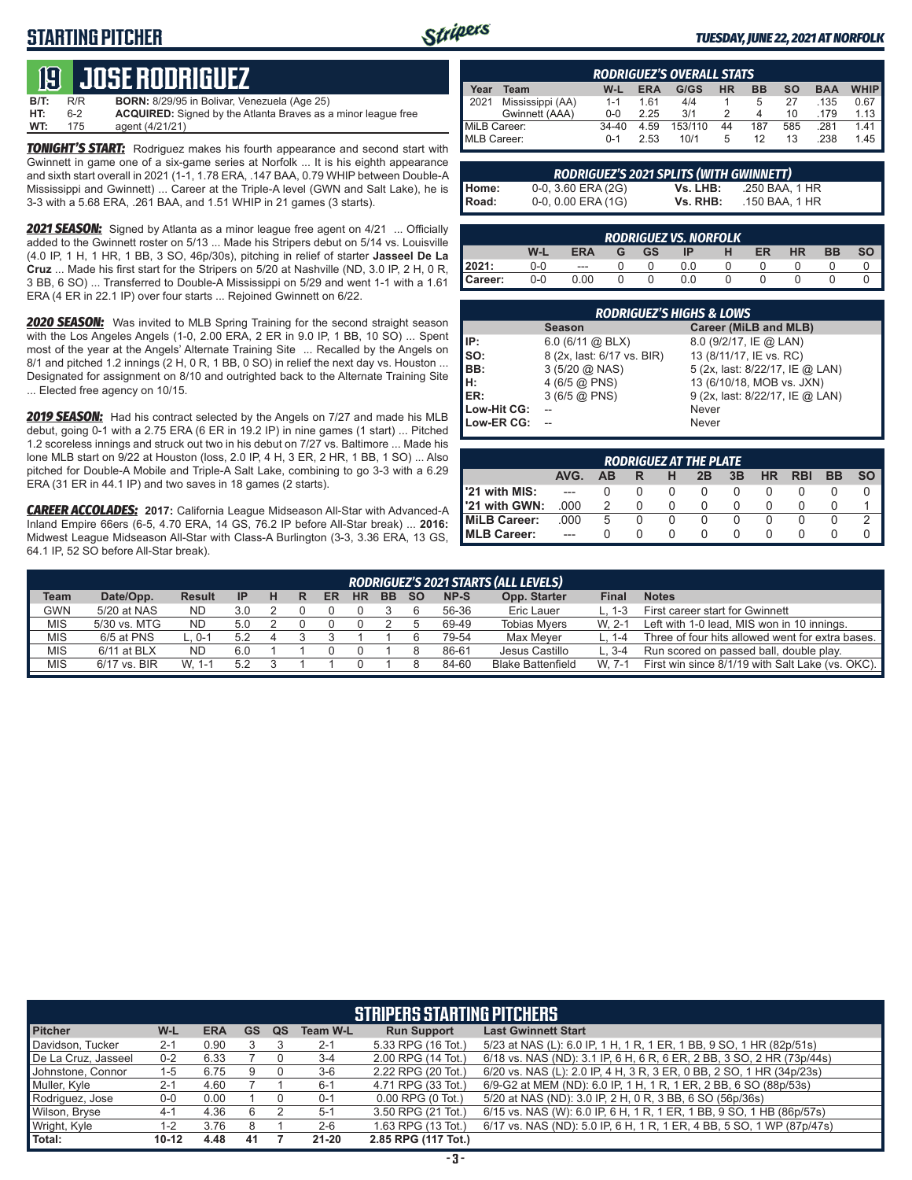## STARTING PITCHER

# 19 JOSE RODRIGUEZ

| | | |
|---|---|---|
| **B/T:** | R/R | **BORN:** 8/29/95 in Bolivar, Venezuela (Age 25) |
| **HT:** | 6-2 | **ACQUIRED:** Signed by the Atlanta Braves as a minor league free |
| **WT:** | 175 | agent (4/21/21) |

***TONIGHT'S START:*** Rodriguez makes his fourth appearance and second start with Gwinnett in game one of a six-game series at Norfolk ... It is his eighth appearance and sixth start overall in 2021 (1-1, 1.78 ERA, .147 BAA, 0.79 WHIP between Double-A Mississippi and Gwinnett) ... Career at the Triple-A level (GWN and Salt Lake), he is 3-3 with a 5.68 ERA, .261 BAA, and 1.51 WHIP in 21 games (3 starts).

***2021 SEASON:*** Signed by Atlanta as a minor league free agent on 4/21 ... Officially added to the Gwinnett roster on 5/13 ... Made his Stripers debut on 5/14 vs. Louisville (4.0 IP, 1 H, 1 HR, 1 BB, 3 SO, 46p/30s), pitching in relief of starter **Jasseel De La Cruz** ... Made his first start for the Stripers on 5/20 at Nashville (ND, 3.0 IP, 2 H, 0 R, 3 BB, 6 SO) ... Transferred to Double-A Mississippi on 5/29 and went 1-1 with a 1.61 ERA (4 ER in 22.1 IP) over four starts ... Rejoined Gwinnett on 6/22.

***2020 SEASON:*** Was invited to MLB Spring Training for the second straight season with the Los Angeles Angels (1-0, 2.00 ERA, 2 ER in 9.0 IP, 1 BB, 10 SO) ... Spent most of the year at the Angels' Alternate Training Site ... Recalled by the Angels on 8/1 and pitched 1.2 innings (2 H, 0 R, 1 BB, 0 SO) in relief the next day vs. Houston ... Designated for assignment on 8/10 and outrighted back to the Alternate Training Site ... Elected free agency on 10/15.

***2019 SEASON:*** Had his contract selected by the Angels on 7/27 and made his MLB debut, going 0-1 with a 2.75 ERA (6 ER in 19.2 IP) in nine games (1 start) ... Pitched 1.2 scoreless innings and struck out two in his debut on 7/27 vs. Baltimore ... Made his lone MLB start on 9/22 at Houston (loss, 2.0 IP, 4 H, 3 ER, 2 HR, 1 BB, 1 SO) ... Also pitched for Double-A Mobile and Triple-A Salt Lake, combining to go 3-3 with a 6.29 ERA (31 ER in 44.1 IP) and two saves in 18 games (2 starts).

***CAREER ACCOLADES:*** **2017:** California League Midseason All-Star with Advanced-A Inland Empire 66ers (6-5, 4.70 ERA, 14 GS, 76.2 IP before All-Star break) ... **2016:** Midwest League Midseason All-Star with Class-A Burlington (3-3, 3.36 ERA, 13 GS, 64.1 IP, 52 SO before All-Star break).

### RODRIGUEZ'S OVERALL STATS

| Year | Team | W-L | ERA | G/GS | HR | BB | SO | BAA | WHIP |
|---|---|---|---|---|---|---|---|---|---|
| 2021 | Mississippi (AA) | 1-1 | 1.61 | 4/4 | 1 | 5 | 27 | .135 | 0.67 |
| | Gwinnett (AAA) | 0-0 | 2.25 | 3/1 | 2 | 4 | 10 | .179 | 1.13 |
| MiLB Career: | | 34-40 | 4.59 | 153/110 | 44 | 187 | 585 | .281 | 1.41 |
| MLB Career: | | 0-1 | 2.53 | 10/1 | 5 | 12 | 13 | .238 | 1.45 |

### RODRIGUEZ'S 2021 SPLITS (WITH GWINNETT)

| | | | |
|---|---|---|---|
| **Home:** | 0-0, 3.60 ERA (2G) | **Vs. LHB:** | .250 BAA, 1 HR |
| **Road:** | 0-0, 0.00 ERA (1G) | **Vs. RHB:** | .150 BAA, 1 HR |

### RODRIGUEZ VS. NORFOLK

| | W-L | ERA | G | GS | IP | H | ER | HR | BB | SO |
|---|---|---|---|---|---|---|---|---|---|---|
| **2021:** | 0-0 | --- | 0 | 0 | 0.0 | 0 | 0 | 0 | 0 | 0 |
| **Career:** | 0-0 | 0.00 | 0 | 0 | 0.0 | 0 | 0 | 0 | 0 | 0 |

### RODRIGUEZ'S HIGHS & LOWS

| | Season | Career (MiLB and MLB) |
|---|---|---|
| **IP:** | 6.0 (6/11 @ BLX) | 8.0 (9/2/17, IE @ LAN) |
| **SO:** | 8 (2x, last: 6/17 vs. BIR) | 13 (8/11/17, IE vs. RC) |
| **BB:** | 3 (5/20 @ NAS) | 5 (2x, last: 8/22/17, IE @ LAN) |
| **H:** | 4 (6/5 @ PNS) | 13 (6/10/18, MOB vs. JXN) |
| **ER:** | 3 (6/5 @ PNS) | 9 (2x, last: 8/22/17, IE @ LAN) |
| **Low-Hit CG:** | -- | Never |
| **Low-ER CG:** | -- | Never |

### RODRIGUEZ AT THE PLATE

| | AVG. | AB | R | H | 2B | 3B | HR | RBI | BB | SO |
|---|---|---|---|---|---|---|---|---|---|---|
| **'21 with MIS:** | --- | 0 | 0 | 0 | 0 | 0 | 0 | 0 | 0 | 0 |
| **'21 with GWN:** | .000 | 2 | 0 | 0 | 0 | 0 | 0 | 0 | 0 | 1 |
| **MiLB Career:** | .000 | 5 | 0 | 0 | 0 | 0 | 0 | 0 | 0 | 2 |
| **MLB Career:** | --- | 0 | 0 | 0 | 0 | 0 | 0 | 0 | 0 | 0 |

### RODRIGUEZ'S 2021 STARTS (ALL LEVELS)

| Team | Date/Opp. | Result | IP | H | R | ER | HR | BB | SO | NP-S | Opp. Starter | Final | Notes |
|---|---|---|---|---|---|---|---|---|---|---|---|---|---|
| GWN | 5/20 at NAS | ND | 3.0 | 2 | 0 | 0 | 0 | 3 | 6 | 56-36 | Eric Lauer | L, 1-3 | First career start for Gwinnett |
| MIS | 5/30 vs. MTG | ND | 5.0 | 2 | 0 | 0 | 0 | 2 | 5 | 69-49 | Tobias Myers | W, 2-1 | Left with 1-0 lead, MIS won in 10 innings. |
| MIS | 6/5 at PNS | L, 0-1 | 5.2 | 4 | 3 | 3 | 1 | 1 | 6 | 79-54 | Max Meyer | L, 1-4 | Three of four hits allowed went for extra bases. |
| MIS | 6/11 at BLX | ND | 6.0 | 1 | 1 | 0 | 0 | 1 | 8 | 86-61 | Jesus Castillo | L, 3-4 | Run scored on passed ball, double play. |
| MIS | 6/17 vs. BIR | W, 1-1 | 5.2 | 3 | 1 | 1 | 0 | 1 | 8 | 84-60 | Blake Battenfield | W, 7-1 | First win since 8/1/19 with Salt Lake (vs. OKC). |

### STRIPERS STARTING PITCHERS

| Pitcher | W-L | ERA | GS | QS | Team W-L | Run Support | Last Gwinnett Start |
|---|---|---|---|---|---|---|---|
| Davidson, Tucker | 2-1 | 0.90 | 3 | 3 | 2-1 | 5.33 RPG (16 Tot.) | 5/23 at NAS (L): 6.0 IP, 1 H, 1 R, 1 ER, 1 BB, 9 SO, 1 HR (82p/51s) |
| De La Cruz, Jasseel | 0-2 | 6.33 | 7 | 0 | 3-4 | 2.00 RPG (14 Tot.) | 6/18 vs. NAS (ND): 3.1 IP, 6 H, 6 R, 6 ER, 2 BB, 3 SO, 2 HR (73p/44s) |
| Johnstone, Connor | 1-5 | 6.75 | 9 | 0 | 3-6 | 2.22 RPG (20 Tot.) | 6/20 vs. NAS (L): 2.0 IP, 4 H, 3 R, 3 ER, 0 BB, 2 SO, 1 HR (34p/23s) |
| Muller, Kyle | 2-1 | 4.60 | 7 | 1 | 6-1 | 4.71 RPG (33 Tot.) | 6/9-G2 at MEM (ND): 6.0 IP, 1 H, 1 R, 1 ER, 2 BB, 6 SO (88p/53s) |
| Rodriguez, Jose | 0-0 | 0.00 | 1 | 0 | 0-1 | 0.00 RPG (0 Tot.) | 5/20 at NAS (ND): 3.0 IP, 2 H, 0 R, 3 BB, 6 SO (56p/36s) |
| Wilson, Bryse | 4-1 | 4.36 | 6 | 2 | 5-1 | 3.50 RPG (21 Tot.) | 6/15 vs. NAS (W): 6.0 IP, 6 H, 1 R, 1 ER, 1 BB, 9 SO, 1 HB (86p/57s) |
| Wright, Kyle | 1-2 | 3.76 | 8 | 1 | 2-6 | 1.63 RPG (13 Tot.) | 6/17 vs. NAS (ND): 5.0 IP, 6 H, 1 R, 1 ER, 4 BB, 5 SO, 1 WP (87p/47s) |
| **Total:** | **10-12** | **4.48** | **41** | **7** | **21-20** | **2.85 RPG (117 Tot.)** | |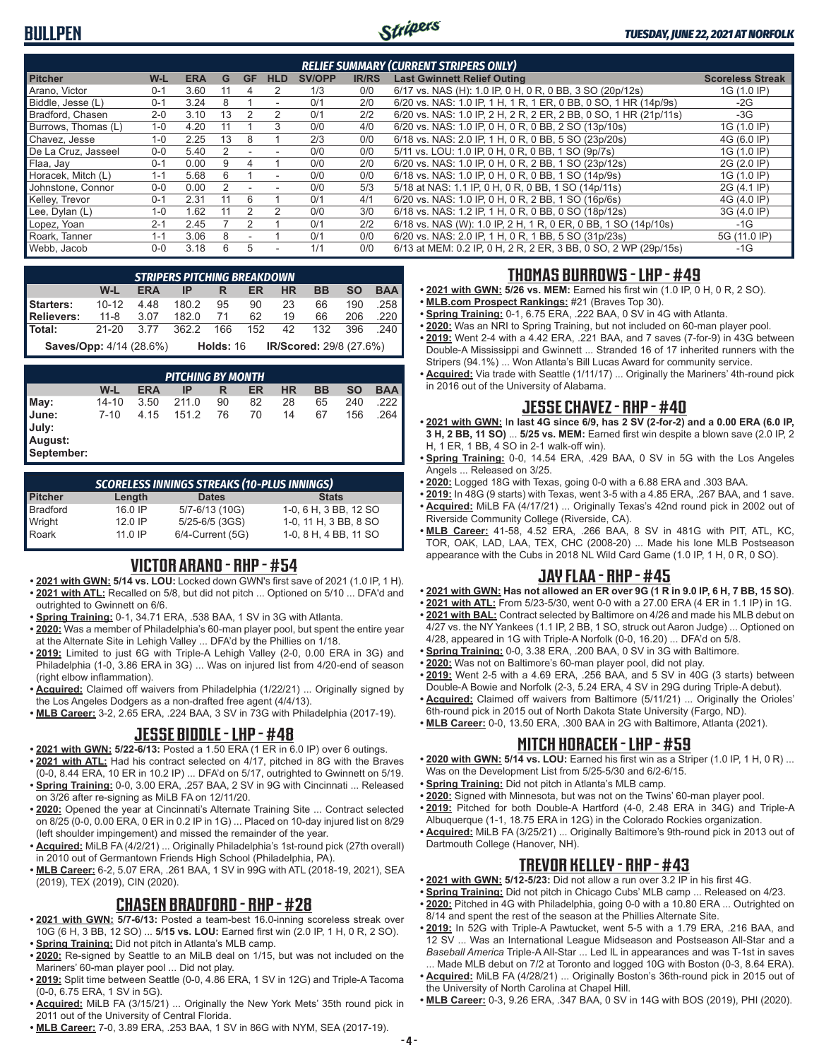# BULLPEN

*TUESDAY, JUNE 22, 2021 AT NORFOLK*

### RELIEF SUMMARY (CURRENT STRIPERS ONLY)

| Pitcher | W-L | ERA | G | GF | HLD | SV/OPP | IR/RS | Last Gwinnett Relief Outing | Scoreless Streak |
|---|---|---|---|---|---|---|---|---|---|
| Arano, Victor | 0-1 | 3.60 | 11 | 4 | 2 | 1/3 | 0/0 | 6/17 vs. NAS (H): 1.0 IP, 0 H, 0 R, 0 BB, 3 SO (20p/12s) | 1G (1.0 IP) |
| Biddle, Jesse (L) | 0-1 | 3.24 | 8 | 1 | - | 0/1 | 2/0 | 6/20 vs. NAS: 1.0 IP, 1 H, 1 R, 1 ER, 0 BB, 0 SO, 1 HR (14p/9s) | -2G |
| Bradford, Chasen | 2-0 | 3.10 | 13 | 2 | 2 | 0/1 | 2/2 | 6/20 vs. NAS: 1.0 IP, 2 H, 2 R, 2 ER, 2 BB, 0 SO, 1 HR (21p/11s) | -3G |
| Burrows, Thomas (L) | 1-0 | 4.20 | 11 | 1 | 3 | 0/0 | 4/0 | 6/20 vs. NAS: 1.0 IP, 0 H, 0 R, 0 BB, 2 SO (13p/10s) | 1G (1.0 IP) |
| Chavez, Jesse | 1-0 | 2.25 | 13 | 8 | 1 | 2/3 | 0/0 | 6/18 vs. NAS: 2.0 IP, 1 H, 0 R, 0 BB, 5 SO (23p/20s) | 4G (6.0 IP) |
| De La Cruz, Jasseel | 0-0 | 5.40 | 2 | - | - | 0/0 | 0/0 | 5/11 vs. LOU: 1.0 IP, 0 H, 0 R, 0 BB, 1 SO (9p/7s) | 1G (1.0 IP) |
| Flaa, Jay | 0-1 | 0.00 | 9 | 4 | 1 | 0/0 | 2/0 | 6/20 vs. NAS: 1.0 IP, 0 H, 0 R, 0 BB, 2 SO (23p/12s) | 2G (2.0 IP) |
| Horacek, Mitch (L) | 1-1 | 5.68 | 6 | 1 | - | 0/0 | 0/0 | 6/18 vs. NAS: 1.0 IP, 0 H, 0 R, 0 BB, 1 SO (14p/9s) | 1G (1.0 IP) |
| Johnstone, Connor | 0-0 | 0.00 | 2 | - | - | 0/0 | 5/3 | 5/18 at NAS: 1.1 IP, 0 H, 0 R, 0 BB, 1 SO (14p/11s) | 2G (4.1 IP) |
| Kelley, Trevor | 0-1 | 2.31 | 11 | 6 | 1 | 0/1 | 4/1 | 6/20 vs. NAS: 1.0 IP, 0 H, 0 R, 0 BB, 1 SO (16p/6s) | 4G (4.0 IP) |
| Lee, Dylan (L) | 1-0 | 1.62 | 11 | 2 | 2 | 0/0 | 3/0 | 6/18 vs. NAS: 1.2 IP, 1 H, 0 R, 0 BB, 0 SO (18p/12s) | 3G (4.0 IP) |
| Lopez, Yoan | 2-1 | 2.45 | 7 | 2 | 1 | 0/1 | 2/2 | 6/18 vs. NAS (W): 1.0 IP, 2 H, 1 R, 0 ER, 0 BB, 1 SO (14p/10s) | -1G |
| Roark, Tanner | 1-1 | 3.06 | 8 | - | 1 | 0/1 | 0/0 | 6/20 vs. NAS: 2.0 IP, 1 H, 0 R, 1 BB, 5 SO (31p/23s) | 5G (11.0 IP) |
| Webb, Jacob | 0-0 | 3.18 | 6 | 5 | - | 1/1 | 0/0 | 6/13 at MEM: 0.2 IP, 0 H, 2 R, 2 ER, 3 BB, 0 SO, 2 WP (29p/15s) | -1G |

### STRIPERS PITCHING BREAKDOWN

| | W-L | ERA | IP | R | ER | HR | BB | SO | BAA |
|---|---|---|---|---|---|---|---|---|---|
| Starters: | 10-12 | 4.48 | 180.2 | 95 | 90 | 23 | 66 | 190 | .258 |
| Relievers: | 11-8 | 3.07 | 182.0 | 71 | 62 | 19 | 66 | 206 | .220 |
| Total: | 21-20 | 3.77 | 362.2 | 166 | 152 | 42 | 132 | 396 | .240 |

**Saves/Opp:** 4/14 (28.6%) **Holds:** 16 **IR/Scored:** 29/8 (27.6%)

### PITCHING BY MONTH

| | W-L | ERA | IP | R | ER | HR | BB | SO | BAA |
|---|---|---|---|---|---|---|---|---|---|
| May: | 14-10 | 3.50 | 211.0 | 90 | 82 | 28 | 65 | 240 | .222 |
| June: | 7-10 | 4.15 | 151.2 | 76 | 70 | 14 | 67 | 156 | .264 |
| July: | | | | | | | | | |
| August: | | | | | | | | | |
| September: | | | | | | | | | |

### SCORELESS INNINGS STREAKS (10-PLUS INNINGS)

| Pitcher | Length | Dates | Stats |
|---|---|---|---|
| Bradford | 16.0 IP | 5/7-6/13 (10G) | 1-0, 6 H, 3 BB, 12 SO |
| Wright | 12.0 IP | 5/25-6/5 (3GS) | 1-0, 11 H, 3 BB, 8 SO |
| Roark | 11.0 IP | 6/4-Current (5G) | 1-0, 8 H, 4 BB, 11 SO |

## VICTOR ARANO - RHP - #54

- **2021 with GWN: 5/14 vs. LOU:** Locked down GWN's first save of 2021 (1.0 IP, 1 H).
- **2021 with ATL:** Recalled on 5/8, but did not pitch ... Optioned on 5/10 ... DFA'd and outrighted to Gwinnett on 6/6.
- **Spring Training:** 0-1, 34.71 ERA, .538 BAA, 1 SV in 3G with Atlanta.
- **2020:** Was a member of Philadelphia's 60-man player pool, but spent the entire year at the Alternate Site in Lehigh Valley ... DFA'd by the Phillies on 1/18.
- **2019:** Limited to just 6G with Triple-A Lehigh Valley (2-0, 0.00 ERA in 3G) and Philadelphia (1-0, 3.86 ERA in 3G) ... Was on injured list from 4/20-end of season (right elbow inflammation).
- **Acquired:** Claimed off waivers from Philadelphia (1/22/21) ... Originally signed by the Los Angeles Dodgers as a non-drafted free agent (4/4/13).
- **MLB Career:** 3-2, 2.65 ERA, .224 BAA, 3 SV in 73G with Philadelphia (2017-19).

## JESSE BIDDLE - LHP - #48

- **2021 with GWN: 5/22-6/13:** Posted a 1.50 ERA (1 ER in 6.0 IP) over 6 outings.
- **2021 with ATL:** Had his contract selected on 4/17, pitched in 8G with the Braves (0-0, 8.44 ERA, 10 ER in 10.2 IP) ... DFA'd on 5/17, outrighted to Gwinnett on 5/19.
- **Spring Training:** 0-0, 3.00 ERA, .257 BAA, 2 SV in 9G with Cincinnati ... Released on 3/26 after re-signing as MiLB FA on 12/11/20.
- **2020:** Opened the year at Cincinnati's Alternate Training Site ... Contract selected on 8/25 (0-0, 0.00 ERA, 0 ER in 0.2 IP in 1G) ... Placed on 10-day injured list on 8/29 (left shoulder impingement) and missed the remainder of the year.
- **Acquired:** MiLB FA (4/2/21) ... Originally Philadelphia's 1st-round pick (27th overall) in 2010 out of Germantown Friends High School (Philadelphia, PA).
- **MLB Career:** 6-2, 5.07 ERA, .261 BAA, 1 SV in 99G with ATL (2018-19, 2021), SEA (2019), TEX (2019), CIN (2020).

## CHASEN BRADFORD - RHP - #28

- **2021 with GWN: 5/7-6/13:** Posted a team-best 16.0-inning scoreless streak over 10G (6 H, 3 BB, 12 SO) ... **5/15 vs. LOU:** Earned first win (2.0 IP, 1 H, 0 R, 2 SO).
- **Spring Training:** Did not pitch in Atlanta's MLB camp.
- **2020:** Re-signed by Seattle to an MiLB deal on 1/15, but was not included on the Mariners' 60-man player pool ... Did not play.
- **2019:** Split time between Seattle (0-0, 4.86 ERA, 1 SV in 12G) and Triple-A Tacoma (0-0, 6.75 ERA, 1 SV in 5G).
- **Acquired:** MiLB FA (3/15/21) ... Originally the New York Mets' 35th round pick in 2011 out of the University of Central Florida.
- **MLB Career:** 7-0, 3.89 ERA, .253 BAA, 1 SV in 86G with NYM, SEA (2017-19).

## THOMAS BURROWS - LHP - #49

- **2021 with GWN: 5/26 vs. MEM:** Earned his first win (1.0 IP, 0 H, 0 R, 2 SO).
- **MLB.com Prospect Rankings:** #21 (Braves Top 30).
- **Spring Training:** 0-1, 6.75 ERA, .222 BAA, 0 SV in 4G with Atlanta.
- **2020:** Was an NRI to Spring Training, but not included on 60-man player pool.
- **2019:** Went 2-4 with a 4.42 ERA, .221 BAA, and 7 saves (7-for-9) in 43G between Double-A Mississippi and Gwinnett ... Stranded 16 of 17 inherited runners with the Stripers (94.1%) ... Won Atlanta's Bill Lucas Award for community service.
- **Acquired:** Via trade with Seattle (1/11/17) ... Originally the Mariners' 4th-round pick in 2016 out of the University of Alabama.

## JESSE CHAVEZ - RHP - #40

- **2021 with GWN:** I**n last 4G since 6/9, has 2 SV (2-for-2) and a 0.00 ERA (6.0 IP, 3 H, 2 BB, 11 SO)** ... **5/25 vs. MEM:** Earned first win despite a blown save (2.0 IP, 2 H, 1 ER, 1 BB, 4 SO in 2-1 walk-off win).
- **Spring Training:** 0-0, 14.54 ERA, .429 BAA, 0 SV in 5G with the Los Angeles Angels ... Released on 3/25.
- **2020:** Logged 18G with Texas, going 0-0 with a 6.88 ERA and .303 BAA.
- **2019:** In 48G (9 starts) with Texas, went 3-5 with a 4.85 ERA, .267 BAA, and 1 save.
- **Acquired:** MiLB FA (4/17/21) ... Originally Texas's 42nd round pick in 2002 out of Riverside Community College (Riverside, CA).
- **MLB Career:** 41-58, 4.52 ERA, .266 BAA, 8 SV in 481G with PIT, ATL, KC, TOR, OAK, LAD, LAA, TEX, CHC (2008-20) ... Made his lone MLB Postseason appearance with the Cubs in 2018 NL Wild Card Game (1.0 IP, 1 H, 0 R, 0 SO).

## JAY FLAA - RHP - #45

- **2021 with GWN: Has not allowed an ER over 9G (1 R in 9.0 IP, 6 H, 7 BB, 15 SO)**.
- **2021 with ATL:** From 5/23-5/30, went 0-0 with a 27.00 ERA (4 ER in 1.1 IP) in 1G.
- **2021 with BAL:** Contract selected by Baltimore on 4/26 and made his MLB debut on 4/27 vs. the NY Yankees (1.1 IP, 2 BB, 1 SO, struck out Aaron Judge) ... Optioned on 4/28, appeared in 1G with Triple-A Norfolk (0-0, 16.20) ... DFA'd on 5/8.
- **Spring Training:** 0-0, 3.38 ERA, .200 BAA, 0 SV in 3G with Baltimore.
- **2020:** Was not on Baltimore's 60-man player pool, did not play.
- **2019:** Went 2-5 with a 4.69 ERA, .256 BAA, and 5 SV in 40G (3 starts) between Double-A Bowie and Norfolk (2-3, 5.24 ERA, 4 SV in 29G during Triple-A debut).
- **Acquired:** Claimed off waivers from Baltimore (5/11/21) ... Originally the Orioles' 6th-round pick in 2015 out of North Dakota State University (Fargo, ND).
- **MLB Career:** 0-0, 13.50 ERA, .300 BAA in 2G with Baltimore, Atlanta (2021).

## MITCH HORACEK - LHP - #59

- **2020 with GWN: 5/14 vs. LOU:** Earned his first win as a Striper (1.0 IP, 1 H, 0 R) ... Was on the Development List from 5/25-5/30 and 6/2-6/15.
- **Spring Training:** Did not pitch in Atlanta's MLB camp.
- **2020:** Signed with Minnesota, but was not on the Twins' 60-man player pool.
- **2019:** Pitched for both Double-A Hartford (4-0, 2.48 ERA in 34G) and Triple-A Albuquerque (1-1, 18.75 ERA in 12G) in the Colorado Rockies organization.
- **Acquired:** MiLB FA (3/25/21) ... Originally Baltimore's 9th-round pick in 2013 out of Dartmouth College (Hanover, NH).

## TREVOR KELLEY - RHP - #43

- **2021 with GWN: 5/12-5/23:** Did not allow a run over 3.2 IP in his first 4G.
- **Spring Training:** Did not pitch in Chicago Cubs' MLB camp ... Released on 4/23.
- **2020:** Pitched in 4G with Philadelphia, going 0-0 with a 10.80 ERA ... Outrighted on 8/14 and spent the rest of the season at the Phillies Alternate Site.
- **2019:** In 52G with Triple-A Pawtucket, went 5-5 with a 1.79 ERA, .216 BAA, and 12 SV ... Was an International League Midseason and Postseason All-Star and a *Baseball America* Triple-A All-Star ... Led IL in appearances and was T-1st in saves ... Made MLB debut on 7/2 at Toronto and logged 10G with Boston (0-3, 8.64 ERA).
- **Acquired:** MiLB FA (4/28/21) ... Originally Boston's 36th-round pick in 2015 out of the University of North Carolina at Chapel Hill.
- **MLB Career:** 0-3, 9.26 ERA, .347 BAA, 0 SV in 14G with BOS (2019), PHI (2020).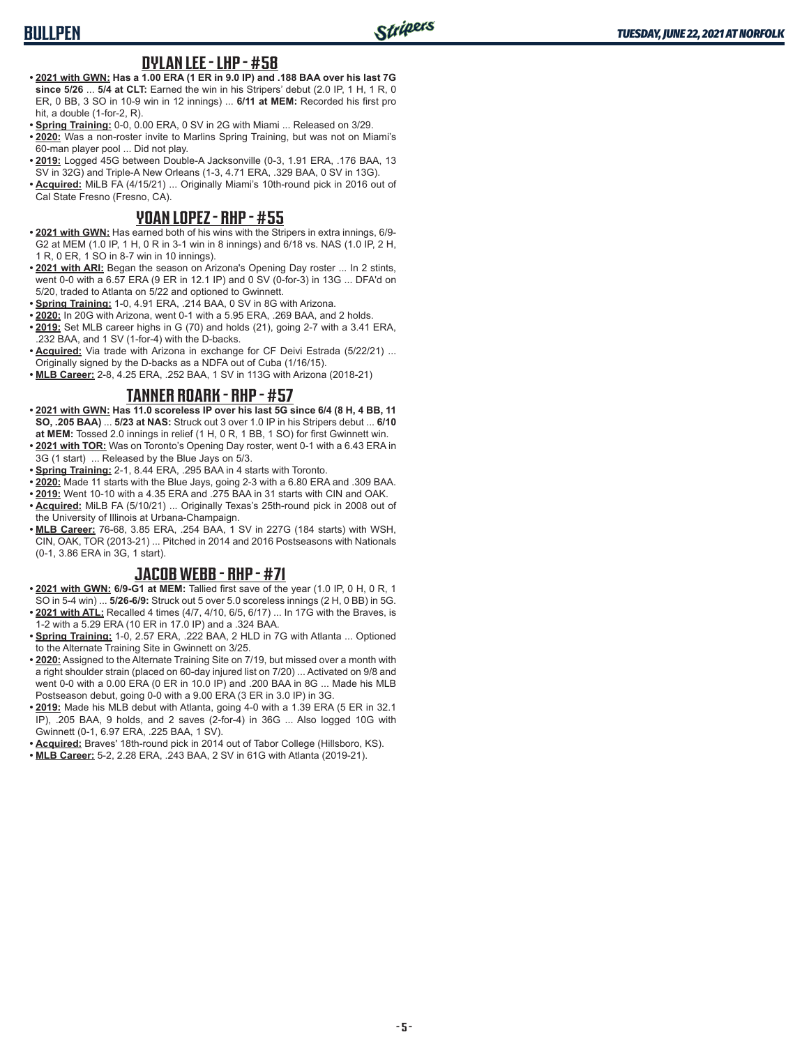## DYLAN LEE - LHP - #58

- **2021 with GWN: Has a 1.00 ERA (1 ER in 9.0 IP) and .188 BAA over his last 7G since 5/26** ... **5/4 at CLT:** Earned the win in his Stripers' debut (2.0 IP, 1 H, 1 R, 0 ER, 0 BB, 3 SO in 10-9 win in 12 innings) ... **6/11 at MEM:** Recorded his first pro hit, a double (1-for-2, R).
- **Spring Training:** 0-0, 0.00 ERA, 0 SV in 2G with Miami ... Released on 3/29.
- **2020:** Was a non-roster invite to Marlins Spring Training, but was not on Miami's 60-man player pool ... Did not play.
- **2019:** Logged 45G between Double-A Jacksonville (0-3, 1.91 ERA, .176 BAA, 13 SV in 32G) and Triple-A New Orleans (1-3, 4.71 ERA, .329 BAA, 0 SV in 13G).
- **Acquired:** MiLB FA (4/15/21) ... Originally Miami's 10th-round pick in 2016 out of Cal State Fresno (Fresno, CA).

## YOAN LOPEZ - RHP - #55

- **2021 with GWN:** Has earned both of his wins with the Stripers in extra innings, 6/9-G2 at MEM (1.0 IP, 1 H, 0 R in 3-1 win in 8 innings) and 6/18 vs. NAS (1.0 IP, 2 H, 1 R, 0 ER, 1 SO in 8-7 win in 10 innings).
- **2021 with ARI:** Began the season on Arizona's Opening Day roster ... In 2 stints, went 0-0 with a 6.57 ERA (9 ER in 12.1 IP) and 0 SV (0-for-3) in 13G ... DFA'd on 5/20, traded to Atlanta on 5/22 and optioned to Gwinnett.
- **Spring Training:** 1-0, 4.91 ERA, .214 BAA, 0 SV in 8G with Arizona.
- **2020:** In 20G with Arizona, went 0-1 with a 5.95 ERA, .269 BAA, and 2 holds.
- **2019:** Set MLB career highs in G (70) and holds (21), going 2-7 with a 3.41 ERA, .232 BAA, and 1 SV (1-for-4) with the D-backs.
- **Acquired:** Via trade with Arizona in exchange for CF Deivi Estrada (5/22/21) ... Originally signed by the D-backs as a NDFA out of Cuba (1/16/15).
- **MLB Career:** 2-8, 4.25 ERA, .252 BAA, 1 SV in 113G with Arizona (2018-21)

## TANNER ROARK - RHP - #57

- **2021 with GWN: Has 11.0 scoreless IP over his last 5G since 6/4 (8 H, 4 BB, 11 SO, .205 BAA)** ... **5/23 at NAS:** Struck out 3 over 1.0 IP in his Stripers debut ... **6/10 at MEM:** Tossed 2.0 innings in relief (1 H, 0 R, 1 BB, 1 SO) for first Gwinnett win.
- **2021 with TOR:** Was on Toronto's Opening Day roster, went 0-1 with a 6.43 ERA in 3G (1 start) ... Released by the Blue Jays on 5/3.
- **Spring Training:** 2-1, 8.44 ERA, .295 BAA in 4 starts with Toronto.
- **2020:** Made 11 starts with the Blue Jays, going 2-3 with a 6.80 ERA and .309 BAA.
- **2019:** Went 10-10 with a 4.35 ERA and .275 BAA in 31 starts with CIN and OAK.
- **Acquired:** MiLB FA (5/10/21) ... Originally Texas's 25th-round pick in 2008 out of the University of Illinois at Urbana-Champaign.
- **MLB Career:** 76-68, 3.85 ERA, .254 BAA, 1 SV in 227G (184 starts) with WSH, CIN, OAK, TOR (2013-21) ... Pitched in 2014 and 2016 Postseasons with Nationals (0-1, 3.86 ERA in 3G, 1 start).

## JACOB WEBB - RHP - #71

- **2021 with GWN: 6/9-G1 at MEM:** Tallied first save of the year (1.0 IP, 0 H, 0 R, 1 SO in 5-4 win) ... **5/26-6/9:** Struck out 5 over 5.0 scoreless innings (2 H, 0 BB) in 5G.
- **2021 with ATL:** Recalled 4 times (4/7, 4/10, 6/5, 6/17) ... In 17G with the Braves, is 1-2 with a 5.29 ERA (10 ER in 17.0 IP) and a .324 BAA.
- **Spring Training:** 1-0, 2.57 ERA, .222 BAA, 2 HLD in 7G with Atlanta ... Optioned to the Alternate Training Site in Gwinnett on 3/25.
- **2020:** Assigned to the Alternate Training Site on 7/19, but missed over a month with a right shoulder strain (placed on 60-day injured list on 7/20) ... Activated on 9/8 and went 0-0 with a 0.00 ERA (0 ER in 10.0 IP) and .200 BAA in 8G ... Made his MLB Postseason debut, going 0-0 with a 9.00 ERA (3 ER in 3.0 IP) in 3G.
- **2019:** Made his MLB debut with Atlanta, going 4-0 with a 1.39 ERA (5 ER in 32.1 IP), .205 BAA, 9 holds, and 2 saves (2-for-4) in 36G ... Also logged 10G with Gwinnett (0-1, 6.97 ERA, .225 BAA, 1 SV).
- **Acquired:** Braves' 18th-round pick in 2014 out of Tabor College (Hillsboro, KS).
- **MLB Career:** 5-2, 2.28 ERA, .243 BAA, 2 SV in 61G with Atlanta (2019-21).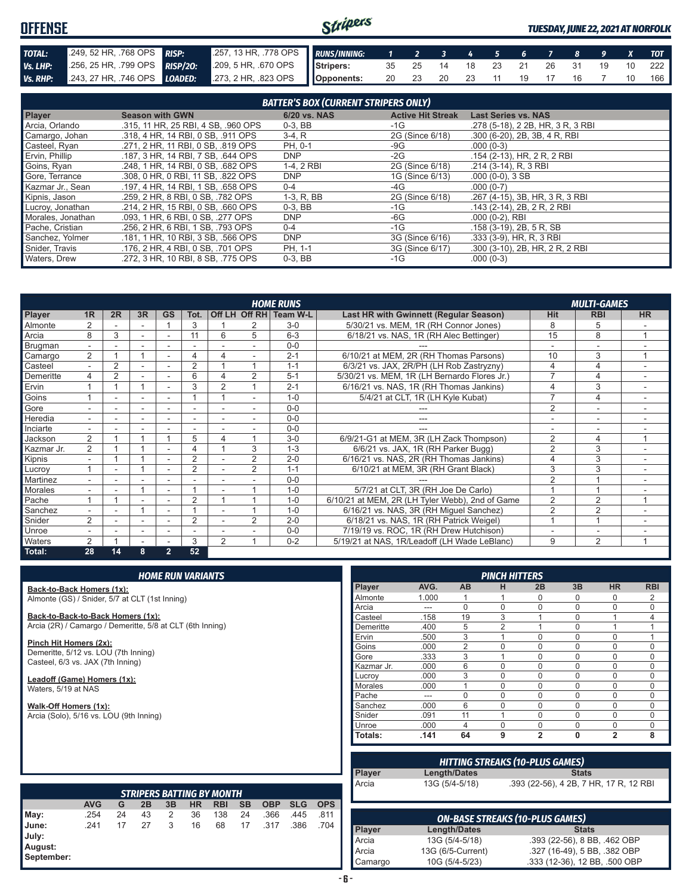# OFFENSE

*TUESDAY, JUNE 22, 2021 AT NORFOLK*

| | | | |
|---|---|---|---|
| **TOTAL:** | .249, 52 HR, .768 OPS | **RISP:** | .257, 13 HR, .778 OPS |
| **Vs. LHP:** | .256, 25 HR, .799 OPS | **RISP/2O:** | .209, 5 HR, .670 OPS |
| **Vs. RHP:** | .243, 27 HR, .746 OPS | **LOADED:** | .273, 2 HR, .823 OPS |

| RUNS/INNING: | 1 | 2 | 3 | 4 | 5 | 6 | 7 | 8 | 9 | X | TOT |
|---|---|---|---|---|---|---|---|---|---|---|---|
| Stripers: | 35 | 25 | 14 | 18 | 23 | 21 | 26 | 31 | 19 | 10 | 222 |
| Opponents: | 20 | 23 | 20 | 23 | 11 | 19 | 17 | 16 | 7 | 10 | 166 |

## BATTER'S BOX (CURRENT STRIPERS ONLY)

| Player | Season with GWN | 6/20 vs. NAS | Active Hit Streak | Last Series vs. NAS |
|---|---|---|---|---|
| Arcia, Orlando | .315, 11 HR, 25 RBI, 4 SB, .960 OPS | 0-3, BB | -1G | .278 (5-18), 2 2B, HR, 3 R, 3 RBI |
| Camargo, Johan | .318, 4 HR, 14 RBI, 0 SB, .911 OPS | 3-4, R | 2G (Since 6/18) | .300 (6-20), 2B, 3B, 4 R, RBI |
| Casteel, Ryan | .271, 2 HR, 11 RBI, 0 SB, .819 OPS | PH, 0-1 | -9G | .000 (0-3) |
| Ervin, Phillip | .187, 3 HR, 14 RBI, 7 SB, .644 OPS | DNP | -2G | .154 (2-13), HR, 2 R, 2 RBI |
| Goins, Ryan | .248, 1 HR, 14 RBI, 0 SB, .682 OPS | 1-4, 2 RBI | 2G (Since 6/18) | .214 (3-14), R, 3 RBI |
| Gore, Terrance | .308, 0 HR, 0 RBI, 11 SB, .822 OPS | DNP | 1G (Since 6/13) | .000 (0-0), 3 SB |
| Kazmar Jr., Sean | .197, 4 HR, 14 RBI, 1 SB, .658 OPS | 0-4 | -4G | .000 (0-7) |
| Kipnis, Jason | .259, 2 HR, 8 RBI, 0 SB, .782 OPS | 1-3, R, BB | 2G (Since 6/18) | .267 (4-15), 3B, HR, 3 R, 3 RBI |
| Lucroy, Jonathan | .214, 2 HR, 15 RBI, 0 SB, .660 OPS | 0-3, BB | -1G | .143 (2-14), 2B, 2 R, 2 RBI |
| Morales, Jonathan | .093, 1 HR, 6 RBI, 0 SB, .277 OPS | DNP | -6G | .000 (0-2), RBI |
| Pache, Cristian | .256, 2 HR, 6 RBI, 1 SB, .793 OPS | 0-4 | -1G | .158 (3-19), 2B, 5 R, SB |
| Sanchez, Yolmer | .181, 1 HR, 10 RBI, 3 SB, .566 OPS | DNP | 3G (Since 6/16) | .333 (3-9), HR, R, 3 RBI |
| Snider, Travis | .176, 2 HR, 4 RBI, 0 SB, .701 OPS | PH, 1-1 | 3G (Since 6/17) | .300 (3-10), 2B, HR, 2 R, 2 RBI |
| Waters, Drew | .272, 3 HR, 10 RBI, 8 SB, .775 OPS | 0-3, BB | -1G | .000 (0-3) |

## HOME RUNS / MULTI-GAMES

| Player | 1R | 2R | 3R | GS | Tot. | Off LH | Off RH | Team W-L | Last HR with Gwinnett (Regular Season) | Hit | RBI | HR |
|---|---|---|---|---|---|---|---|---|---|---|---|---|
| Almonte | 2 | - | - | 1 | 3 | 1 | 2 | 3-0 | 5/30/21 vs. MEM, 1R (RH Connor Jones) | 8 | 5 | - |
| Arcia | 8 | 3 | - | - | 11 | 6 | 5 | 6-3 | 6/18/21 vs. NAS, 1R (RH Alec Bettinger) | 15 | 8 | 1 |
| Brugman | - | - | - | - | - | - | - | 0-0 | --- | - | - | - |
| Camargo | 2 | 1 | 1 | - | 4 | 4 | - | 2-1 | 6/10/21 at MEM, 2R (RH Thomas Parsons) | 10 | 3 | 1 |
| Casteel | - | 2 | - | - | 2 | 1 | 1 | 1-1 | 6/3/21 vs. JAX, 2R/PH (LH Rob Zastryzny) | 4 | 4 | - |
| Demeritte | 4 | 2 | - | - | 6 | 4 | 2 | 5-1 | 5/30/21 vs. MEM, 1R (LH Bernardo Flores Jr.) | 7 | 4 | - |
| Ervin | 1 | 1 | 1 | - | 3 | 2 | 1 | 2-1 | 6/16/21 vs. NAS, 1R (RH Thomas Jankins) | 4 | 3 | - |
| Goins | 1 | - | - | - | 1 | 1 | - | 1-0 | 5/4/21 at CLT, 1R (LH Kyle Kubat) | 7 | 4 | - |
| Gore | - | - | - | - | - | - | - | 0-0 | --- | 2 | - | - |
| Heredia | - | - | - | - | - | - | - | 0-0 | --- | - | - | - |
| Inciarte | - | - | - | - | - | - | - | 0-0 | --- | - | - | - |
| Jackson | 2 | 1 | 1 | 1 | 5 | 4 | 1 | 3-0 | 6/9/21-G1 at MEM, 3R (LH Zack Thompson) | 2 | 4 | 1 |
| Kazmar Jr. | 2 | 1 | 1 | - | 4 | 1 | 3 | 1-3 | 6/6/21 vs. JAX, 1R (RH Parker Bugg) | 2 | 3 | - |
| Kipnis | - | 1 | 1 | - | 2 | - | 2 | 2-0 | 6/16/21 vs. NAS, 2R (RH Thomas Jankins) | 4 | 3 | - |
| Lucroy | 1 | - | 1 | - | 2 | - | 2 | 1-1 | 6/10/21 at MEM, 3R (RH Grant Black) | 3 | 3 | - |
| Martinez | - | - | - | - | - | - | - | 0-0 | --- | 2 | 1 | - |
| Morales | - | - | 1 | - | 1 | - | 1 | 1-0 | 5/7/21 at CLT, 3R (RH Joe De Carlo) | 1 | 1 | - |
| Pache | 1 | 1 | - | - | 2 | 1 | 1 | 1-0 | 6/10/21 at MEM, 2R (LH Tyler Webb), 2nd of Game | 2 | 2 | 1 |
| Sanchez | - | - | 1 | - | 1 | - | 1 | 1-0 | 6/16/21 vs. NAS, 3R (RH Miguel Sanchez) | 2 | 2 | - |
| Snider | 2 | - | - | - | 2 | - | 2 | 2-0 | 6/18/21 vs. NAS, 1R (RH Patrick Weigel) | 1 | 1 | - |
| Unroe | - | - | - | - | - | - | - | 0-0 | 7/19/19 vs. ROC, 1R (RH Drew Hutchison) | - | - | - |
| Waters | 2 | 1 | - | - | 3 | 2 | 1 | 0-2 | 5/19/21 at NAS, 1R/Leadoff (LH Wade LeBlanc) | 9 | 2 | 1 |
| **Total:** | **28** | **14** | **8** | **2** | **52** | | | | | | | |

## HOME RUN VARIANTS

**Back-to-Back Homers (1x):**
Almonte (GS) / Snider, 5/7 at CLT (1st Inning)

**Back-to-Back-to-Back Homers (1x):**
Arcia (2R) / Camargo / Demeritte, 5/8 at CLT (6th Inning)

**Pinch Hit Homers (2x):**
Demeritte, 5/12 vs. LOU (7th Inning)
Casteel, 6/3 vs. JAX (7th Inning)

**Leadoff (Game) Homers (1x):**
Waters, 5/19 at NAS

**Walk-Off Homers (1x):**
Arcia (Solo), 5/16 vs. LOU (9th Inning)

## PINCH HITTERS

| Player | AVG. | AB | H | 2B | 3B | HR | RBI |
|---|---|---|---|---|---|---|---|
| Almonte | 1.000 | 1 | 1 | 0 | 0 | 0 | 2 |
| Arcia | --- | 0 | 0 | 0 | 0 | 0 | 0 |
| Casteel | .158 | 19 | 3 | 1 | 0 | 1 | 4 |
| Demeritte | .400 | 5 | 2 | 1 | 0 | 1 | 1 |
| Ervin | .500 | 3 | 1 | 0 | 0 | 0 | 1 |
| Goins | .000 | 2 | 0 | 0 | 0 | 0 | 0 |
| Gore | .333 | 3 | 1 | 0 | 0 | 0 | 0 |
| Kazmar Jr. | .000 | 6 | 0 | 0 | 0 | 0 | 0 |
| Lucroy | .000 | 3 | 0 | 0 | 0 | 0 | 0 |
| Morales | .000 | 1 | 0 | 0 | 0 | 0 | 0 |
| Pache | --- | 0 | 0 | 0 | 0 | 0 | 0 |
| Sanchez | .000 | 6 | 0 | 0 | 0 | 0 | 0 |
| Snider | .091 | 11 | 1 | 0 | 0 | 0 | 0 |
| Unroe | .000 | 4 | 0 | 0 | 0 | 0 | 0 |
| **Totals:** | **.141** | **64** | **9** | **2** | **0** | **2** | **8** |

## STRIPERS BATTING BY MONTH

| | AVG | G | 2B | 3B | HR | RBI | SB | OBP | SLG | OPS |
|---|---|---|---|---|---|---|---|---|---|---|
| May: | .254 | 24 | 43 | 2 | 36 | 138 | 24 | .366 | .445 | .811 |
| June: | .241 | 17 | 27 | 3 | 16 | 68 | 17 | .317 | .386 | .704 |
| July: | | | | | | | | | | |
| August: | | | | | | | | | | |
| September: | | | | | | | | | | |

## HITTING STREAKS (10-PLUS GAMES)

| Player | Length/Dates | Stats |
|---|---|---|
| Arcia | 13G (5/4-5/18) | .393 (22-56), 4 2B, 7 HR, 17 R, 12 RBI |

## ON-BASE STREAKS (10-PLUS GAMES)

| Player | Length/Dates | Stats |
|---|---|---|
| Arcia | 13G (5/4-5/18) | .393 (22-56), 8 BB, .462 OBP |
| Arcia | 13G (6/5-Current) | .327 (16-49), 5 BB, .382 OBP |
| Camargo | 10G (5/4-5/23) | .333 (12-36), 12 BB, .500 OBP |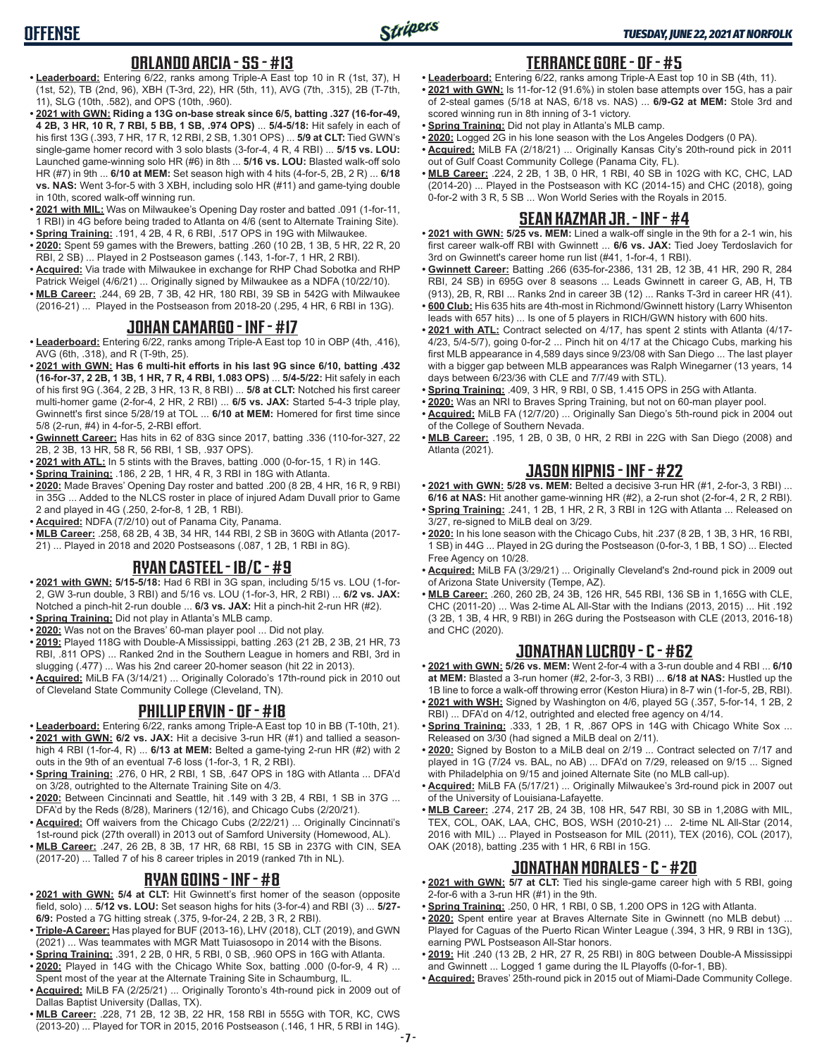## ORLANDO ARCIA - SS - #13

- **Leaderboard:** Entering 6/22, ranks among Triple-A East top 10 in R (1st, 37), H (1st, 52), TB (2nd, 96), XBH (T-3rd, 22), HR (5th, 11), AVG (7th, .315), 2B (T-7th, 11), SLG (10th, .582), and OPS (10th, .960).
- **2021 with GWN: Riding a 13G on-base streak since 6/5, batting .327 (16-for-49, 4 2B, 3 HR, 10 R, 7 RBI, 5 BB, 1 SB, .974 OPS)** ... **5/4-5/18:** Hit safely in each of his first 13G (.393, 7 HR, 17 R, 12 RBI, 2 SB, 1.301 OPS) ... **5/9 at CLT:** Tied GWN's single-game homer record with 3 solo blasts (3-for-4, 4 R, 4 RBI) ... **5/15 vs. LOU:** Launched game-winning solo HR (#6) in 8th ... **5/16 vs. LOU:** Blasted walk-off solo HR (#7) in 9th ... **6/10 at MEM:** Set season high with 4 hits (4-for-5, 2B, 2 R) ... **6/18 vs. NAS:** Went 3-for-5 with 3 XBH, including solo HR (#11) and game-tying double in 10th, scored walk-off winning run.
- **2021 with MIL:** Was on Milwaukee's Opening Day roster and batted .091 (1-for-11, 1 RBI) in 4G before being traded to Atlanta on 4/6 (sent to Alternate Training Site).
- **Spring Training:** .191, 4 2B, 4 R, 6 RBI, .517 OPS in 19G with Milwaukee.
- **2020:** Spent 59 games with the Brewers, batting .260 (10 2B, 1 3B, 5 HR, 22 R, 20 RBI, 2 SB) ... Played in 2 Postseason games (.143, 1-for-7, 1 HR, 2 RBI).
- **Acquired:** Via trade with Milwaukee in exchange for RHP Chad Sobotka and RHP Patrick Weigel (4/6/21) ... Originally signed by Milwaukee as a NDFA (10/22/10).
- **MLB Career:** .244, 69 2B, 7 3B, 42 HR, 180 RBI, 39 SB in 542G with Milwaukee (2016-21) ... Played in the Postseason from 2018-20 (.295, 4 HR, 6 RBI in 13G).

## JOHAN CAMARGO - INF - #17

- **Leaderboard:** Entering 6/22, ranks among Triple-A East top 10 in OBP (4th, .416), AVG (6th, .318), and R (T-9th, 25).
- **2021 with GWN: Has 6 multi-hit efforts in his last 9G since 6/10, batting .432 (16-for-37, 2 2B, 1 3B, 1 HR, 7 R, 4 RBI, 1.083 OPS)** ... **5/4-5/22:** Hit safely in each of his first 9G (.364, 2 2B, 3 HR, 13 R, 8 RBI) ... **5/8 at CLT:** Notched his first career multi-homer game (2-for-4, 2 HR, 2 RBI) ... **6/5 vs. JAX:** Started 5-4-3 triple play, Gwinnett's first since 5/28/19 at TOL ... **6/10 at MEM:** Homered for first time since 5/8 (2-run, #4) in 4-for-5, 2-RBI effort.
- **Gwinnett Career:** Has hits in 62 of 83G since 2017, batting .336 (110-for-327, 22 2B, 2 3B, 13 HR, 58 R, 56 RBI, 1 SB, .937 OPS).
- **2021 with ATL:** In 5 stints with the Braves, batting .000 (0-for-15, 1 R) in 14G.
- **Spring Training:** .186, 2 2B, 1 HR, 4 R, 3 RBI in 18G with Atlanta.
- **2020:** Made Braves' Opening Day roster and batted .200 (8 2B, 4 HR, 16 R, 9 RBI) in 35G ... Added to the NLCS roster in place of injured Adam Duvall prior to Game 2 and played in 4G (.250, 2-for-8, 1 2B, 1 RBI).
- **Acquired:** NDFA (7/2/10) out of Panama City, Panama.
- **MLB Career:** .258, 68 2B, 4 3B, 34 HR, 144 RBI, 2 SB in 360G with Atlanta (2017-21) ... Played in 2018 and 2020 Postseasons (.087, 1 2B, 1 RBI in 8G).

## RYAN CASTEEL - 1B/C - #9

- **2021 with GWN: 5/15-5/18:** Had 6 RBI in 3G span, including 5/15 vs. LOU (1-for-2, GW 3-run double, 3 RBI) and 5/16 vs. LOU (1-for-3, HR, 2 RBI) ... **6/2 vs. JAX:** Notched a pinch-hit 2-run double ... **6/3 vs. JAX:** Hit a pinch-hit 2-run HR (#2).
- **Spring Training:** Did not play in Atlanta's MLB camp.
- **2020:** Was not on the Braves' 60-man player pool ... Did not play.
- **2019:** Played 118G with Double-A Mississippi, batting .263 (21 2B, 2 3B, 21 HR, 73 RBI, .811 OPS) ... Ranked 2nd in the Southern League in homers and RBI, 3rd in slugging (.477) ... Was his 2nd career 20-homer season (hit 22 in 2013).
- **Acquired:** MiLB FA (3/14/21) ... Originally Colorado's 17th-round pick in 2010 out of Cleveland State Community College (Cleveland, TN).

## PHILLIP ERVIN - OF - #18

- **Leaderboard:** Entering 6/22, ranks among Triple-A East top 10 in BB (T-10th, 21).
- **2021 with GWN: 6/2 vs. JAX:** Hit a decisive 3-run HR (#1) and tallied a season-high 4 RBI (1-for-4, R) ... **6/13 at MEM:** Belted a game-tying 2-run HR (#2) with 2 outs in the 9th of an eventual 7-6 loss (1-for-3, 1 R, 2 RBI).
- **Spring Training:** .276, 0 HR, 2 RBI, 1 SB, .647 OPS in 18G with Atlanta ... DFA'd on 3/28, outrighted to the Alternate Training Site on 4/3.
- **2020:** Between Cincinnati and Seattle, hit .149 with 3 2B, 4 RBI, 1 SB in 37G ... DFA'd by the Reds (8/28), Mariners (12/16), and Chicago Cubs (2/20/21).
- **Acquired:** Off waivers from the Chicago Cubs (2/22/21) ... Originally Cincinnati's 1st-round pick (27th overall) in 2013 out of Samford University (Homewood, AL).
- **MLB Career:** .247, 26 2B, 8 3B, 17 HR, 68 RBI, 15 SB in 237G with CIN, SEA (2017-20) ... Talled 7 of his 8 career triples in 2019 (ranked 7th in NL).

## RYAN GOINS - INF - #8

- **2021 with GWN: 5/4 at CLT:** Hit Gwinnett's first homer of the season (opposite field, solo) ... **5/12 vs. LOU:** Set season highs for hits (3-for-4) and RBI (3) ... **5/27-6/9:** Posted a 7G hitting streak (.375, 9-for-24, 2 2B, 3 R, 2 RBI).
- **Triple-A Career:** Has played for BUF (2013-16), LHV (2018), CLT (2019), and GWN (2021) ... Was teammates with MGR Matt Tuiasosopo in 2014 with the Bisons.
- **Spring Training:** .391, 2 2B, 0 HR, 5 RBI, 0 SB, .960 OPS in 16G with Atlanta.
- **2020:** Played in 14G with the Chicago White Sox, batting .000 (0-for-9, 4 R) ... Spent most of the year at the Alternate Training Site in Schaumburg, IL.
- **Acquired:** MiLB FA (2/25/21) ... Originally Toronto's 4th-round pick in 2009 out of Dallas Baptist University (Dallas, TX).
- **MLB Career:** .228, 71 2B, 12 3B, 22 HR, 158 RBI in 555G with TOR, KC, CWS (2013-20) ... Played for TOR in 2015, 2016 Postseason (.146, 1 HR, 5 RBI in 14G).

## TERRANCE GORE - OF - #5

- **Leaderboard:** Entering 6/22, ranks among Triple-A East top 10 in SB (4th, 11).
- **2021 with GWN:** Is 11-for-12 (91.6%) in stolen base attempts over 15G, has a pair of 2-steal games (5/18 at NAS, 6/18 vs. NAS) ... **6/9-G2 at MEM:** Stole 3rd and scored winning run in 8th inning of 3-1 victory.
- **Spring Training:** Did not play in Atlanta's MLB camp.
- **2020:** Logged 2G in his lone season with the Los Angeles Dodgers (0 PA).
- **Acquired:** MiLB FA (2/18/21) ... Originally Kansas City's 20th-round pick in 2011 out of Gulf Coast Community College (Panama City, FL).
- **MLB Career:** .224, 2 2B, 1 3B, 0 HR, 1 RBI, 40 SB in 102G with KC, CHC, LAD (2014-20) ... Played in the Postseason with KC (2014-15) and CHC (2018), going 0-for-2 with 3 R, 5 SB ... Won World Series with the Royals in 2015.

## SEAN KAZMAR JR. - INF - #4

- **2021 with GWN: 5/25 vs. MEM:** Lined a walk-off single in the 9th for a 2-1 win, his first career walk-off RBI with Gwinnett ... **6/6 vs. JAX:** Tied Joey Terdoslavich for 3rd on Gwinnett's career home run list (#41, 1-for-4, 1 RBI).
- **Gwinnett Career:** Batting .266 (635-for-2386, 131 2B, 12 3B, 41 HR, 290 R, 284 RBI, 24 SB) in 695G over 8 seasons ... Leads Gwinnett in career G, AB, H, TB (913), 2B, R, RBI ... Ranks 2nd in career 3B (12) ... Ranks T-3rd in career HR (41).
- **600 Club:** His 635 hits are 4th-most in Richmond/Gwinnett history (Larry Whisenton leads with 657 hits) ... Is one of 5 players in RICH/GWN history with 600 hits.
- **2021 with ATL:** Contract selected on 4/17, has spent 2 stints with Atlanta (4/17-4/23, 5/4-5/7), going 0-for-2 ... Pinch hit on 4/17 at the Chicago Cubs, marking his first MLB appearance in 4,589 days since 9/23/08 with San Diego ... The last player with a bigger gap between MLB appearances was Ralph Winegarner (13 years, 14 days between 6/23/36 with CLE and 7/7/49 with STL).
- **Spring Training:** .409, 3 HR, 9 RBI, 0 SB, 1.415 OPS in 25G with Atlanta.
- **2020:** Was an NRI to Braves Spring Training, but not on 60-man player pool.
- **Acquired:** MiLB FA (12/7/20) ... Originally San Diego's 5th-round pick in 2004 out of the College of Southern Nevada.
- **MLB Career:** .195, 1 2B, 0 3B, 0 HR, 2 RBI in 22G with San Diego (2008) and Atlanta (2021).

## JASON KIPNIS - INF - #22

- **2021 with GWN: 5/28 vs. MEM:** Belted a decisive 3-run HR (#1, 2-for-3, 3 RBI) ... **6/16 at NAS:** Hit another game-winning HR (#2), a 2-run shot (2-for-4, 2 R, 2 RBI).
- **Spring Training:** .241, 1 2B, 1 HR, 2 R, 3 RBI in 12G with Atlanta ... Released on 3/27, re-signed to MiLB deal on 3/29.
- **2020:** In his lone season with the Chicago Cubs, hit .237 (8 2B, 1 3B, 3 HR, 16 RBI, 1 SB) in 44G ... Played in 2G during the Postseason (0-for-3, 1 BB, 1 SO) ... Elected Free Agency on 10/28.
- **Acquired:** MiLB FA (3/29/21) ... Originally Cleveland's 2nd-round pick in 2009 out of Arizona State University (Tempe, AZ).
- **MLB Career:** .260, 260 2B, 24 3B, 126 HR, 545 RBI, 136 SB in 1,165G with CLE, CHC (2011-20) ... Was 2-time AL All-Star with the Indians (2013, 2015) ... Hit .192 (3 2B, 1 3B, 4 HR, 9 RBI) in 26G during the Postseason with CLE (2013, 2016-18) and CHC (2020).

## JONATHAN LUCROY - C - #62

- **2021 with GWN: 5/26 vs. MEM:** Went 2-for-4 with a 3-run double and 4 RBI ... **6/10 at MEM:** Blasted a 3-run homer (#2, 2-for-3, 3 RBI) ... **6/18 at NAS:** Hustled up the 1B line to force a walk-off throwing error (Keston Hiura) in 8-7 win (1-for-5, 2B, RBI).
- **2021 with WSH:** Signed by Washington on 4/6, played 5G (.357, 5-for-14, 1 2B, 2 RBI) ... DFA'd on 4/12, outrighted and elected free agency on 4/14.
- **Spring Training:** .333, 1 2B, 1 R, .867 OPS in 14G with Chicago White Sox ... Released on 3/30 (had signed a MiLB deal on 2/11).
- **2020:** Signed by Boston to a MiLB deal on 2/19 ... Contract selected on 7/17 and played in 1G (7/24 vs. BAL, no AB) ... DFA'd on 7/29, released on 9/15 ... Signed with Philadelphia on 9/15 and joined Alternate Site (no MLB call-up).
- **Acquired:** MiLB FA (5/17/21) ... Originally Milwaukee's 3rd-round pick in 2007 out of the University of Louisiana-Lafayette.
- **MLB Career:** .274, 217 2B, 24 3B, 108 HR, 547 RBI, 30 SB in 1,208G with MIL, TEX, COL, OAK, LAA, CHC, BOS, WSH (2010-21) ... 2-time NL All-Star (2014, 2016 with MIL) ... Played in Postseason for MIL (2011), TEX (2016), COL (2017), OAK (2018), batting .235 with 1 HR, 6 RBI in 15G.

## JONATHAN MORALES - C - #20

- **2021 with GWN: 5/7 at CLT:** Tied his single-game career high with 5 RBI, going 2-for-6 with a 3-run HR (#1) in the 9th.
- **Spring Training:** .250, 0 HR, 1 RBI, 0 SB, 1.200 OPS in 12G with Atlanta.
- **2020:** Spent entire year at Braves Alternate Site in Gwinnett (no MLB debut) ... Played for Caguas of the Puerto Rican Winter League (.394, 3 HR, 9 RBI in 13G), earning PWL Postseason All-Star honors.
- **2019:** Hit .240 (13 2B, 2 HR, 27 R, 25 RBI) in 80G between Double-A Mississippi and Gwinnett ... Logged 1 game during the IL Playoffs (0-for-1, BB).
- **Acquired:** Braves' 25th-round pick in 2015 out of Miami-Dade Community College.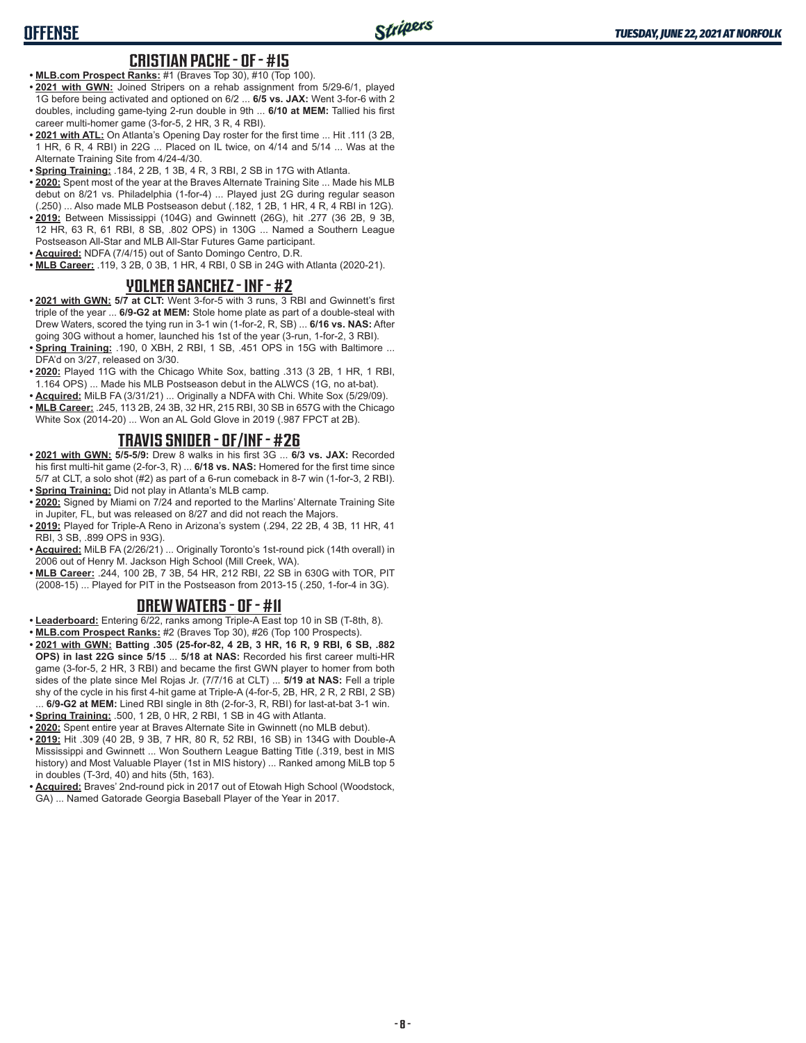## CRISTIAN PACHE - OF - #15

- **MLB.com Prospect Ranks:** #1 (Braves Top 30), #10 (Top 100).
- **2021 with GWN:** Joined Stripers on a rehab assignment from 5/29-6/1, played 1G before being activated and optioned on 6/2 ... **6/5 vs. JAX:** Went 3-for-6 with 2 doubles, including game-tying 2-run double in 9th ... **6/10 at MEM:** Tallied his first career multi-homer game (3-for-5, 2 HR, 3 R, 4 RBI).
- **2021 with ATL:** On Atlanta's Opening Day roster for the first time ... Hit .111 (3 2B, 1 HR, 6 R, 4 RBI) in 22G ... Placed on IL twice, on 4/14 and 5/14 ... Was at the Alternate Training Site from 4/24-4/30.
- **Spring Training:** .184, 2 2B, 1 3B, 4 R, 3 RBI, 2 SB in 17G with Atlanta.
- **2020:** Spent most of the year at the Braves Alternate Training Site ... Made his MLB debut on 8/21 vs. Philadelphia (1-for-4) ... Played just 2G during regular season (.250) ... Also made MLB Postseason debut (.182, 1 2B, 1 HR, 4 R, 4 RBI in 12G).
- **2019:** Between Mississippi (104G) and Gwinnett (26G), hit .277 (36 2B, 9 3B, 12 HR, 63 R, 61 RBI, 8 SB, .802 OPS) in 130G ... Named a Southern League Postseason All-Star and MLB All-Star Futures Game participant.
- **Acquired:** NDFA (7/4/15) out of Santo Domingo Centro, D.R.
- **MLB Career:** .119, 3 2B, 0 3B, 1 HR, 4 RBI, 0 SB in 24G with Atlanta (2020-21).

## YOLMER SANCHEZ - INF - #2

- **2021 with GWN:** **5/7 at CLT:** Went 3-for-5 with 3 runs, 3 RBI and Gwinnett's first triple of the year ... **6/9-G2 at MEM:** Stole home plate as part of a double-steal with Drew Waters, scored the tying run in 3-1 win (1-for-2, R, SB) ... **6/16 vs. NAS:** After going 30G without a homer, launched his 1st of the year (3-run, 1-for-2, 3 RBI).
- **Spring Training:** .190, 0 XBH, 2 RBI, 1 SB, .451 OPS in 15G with Baltimore ... DFA'd on 3/27, released on 3/30.
- **2020:** Played 11G with the Chicago White Sox, batting .313 (3 2B, 1 HR, 1 RBI, 1.164 OPS) ... Made his MLB Postseason debut in the ALWCS (1G, no at-bat).
- **Acquired:** MiLB FA (3/31/21) ... Originally a NDFA with Chi. White Sox (5/29/09).
- **MLB Career:** .245, 113 2B, 24 3B, 32 HR, 215 RBI, 30 SB in 657G with the Chicago White Sox (2014-20) ... Won an AL Gold Glove in 2019 (.987 FPCT at 2B).

## TRAVIS SNIDER - OF/INF - #26

- **2021 with GWN: 5/5-5/9:** Drew 8 walks in his first 3G ... **6/3 vs. JAX:** Recorded his first multi-hit game (2-for-3, R) ... **6/18 vs. NAS:** Homered for the first time since 5/7 at CLT, a solo shot (#2) as part of a 6-run comeback in 8-7 win (1-for-3, 2 RBI).
- **Spring Training:** Did not play in Atlanta's MLB camp.
- **2020:** Signed by Miami on 7/24 and reported to the Marlins' Alternate Training Site in Jupiter, FL, but was released on 8/27 and did not reach the Majors.
- **2019:** Played for Triple-A Reno in Arizona's system (.294, 22 2B, 4 3B, 11 HR, 41 RBI, 3 SB, .899 OPS in 93G).
- **Acquired:** MiLB FA (2/26/21) ... Originally Toronto's 1st-round pick (14th overall) in 2006 out of Henry M. Jackson High School (Mill Creek, WA).
- **MLB Career:** .244, 100 2B, 7 3B, 54 HR, 212 RBI, 22 SB in 630G with TOR, PIT (2008-15) ... Played for PIT in the Postseason from 2013-15 (.250, 1-for-4 in 3G).

## DREW WATERS - OF - #11

- **Leaderboard:** Entering 6/22, ranks among Triple-A East top 10 in SB (T-8th, 8).
- **MLB.com Prospect Ranks:** #2 (Braves Top 30), #26 (Top 100 Prospects).
- **2021 with GWN: Batting .305 (25-for-82, 4 2B, 3 HR, 16 R, 9 RBI, 6 SB, .882 OPS) in last 22G since 5/15** ... **5/18 at NAS:** Recorded his first career multi-HR game (3-for-5, 2 HR, 3 RBI) and became the first GWN player to homer from both sides of the plate since Mel Rojas Jr. (7/7/16 at CLT) ... **5/19 at NAS:** Fell a triple shy of the cycle in his first 4-hit game at Triple-A (4-for-5, 2B, HR, 2 R, 2 RBI, 2 SB) ... **6/9-G2 at MEM:** Lined RBI single in 8th (2-for-3, R, RBI) for last-at-bat 3-1 win.
- **Spring Training:** .500, 1 2B, 0 HR, 2 RBI, 1 SB in 4G with Atlanta.
- **2020:** Spent entire year at Braves Alternate Site in Gwinnett (no MLB debut).
- **2019:** Hit .309 (40 2B, 9 3B, 7 HR, 80 R, 52 RBI, 16 SB) in 134G with Double-A Mississippi and Gwinnett ... Won Southern League Batting Title (.319, best in MIS history) and Most Valuable Player (1st in MIS history) ... Ranked among MiLB top 5 in doubles (T-3rd, 40) and hits (5th, 163).
- **Acquired:** Braves' 2nd-round pick in 2017 out of Etowah High School (Woodstock, GA) ... Named Gatorade Georgia Baseball Player of the Year in 2017.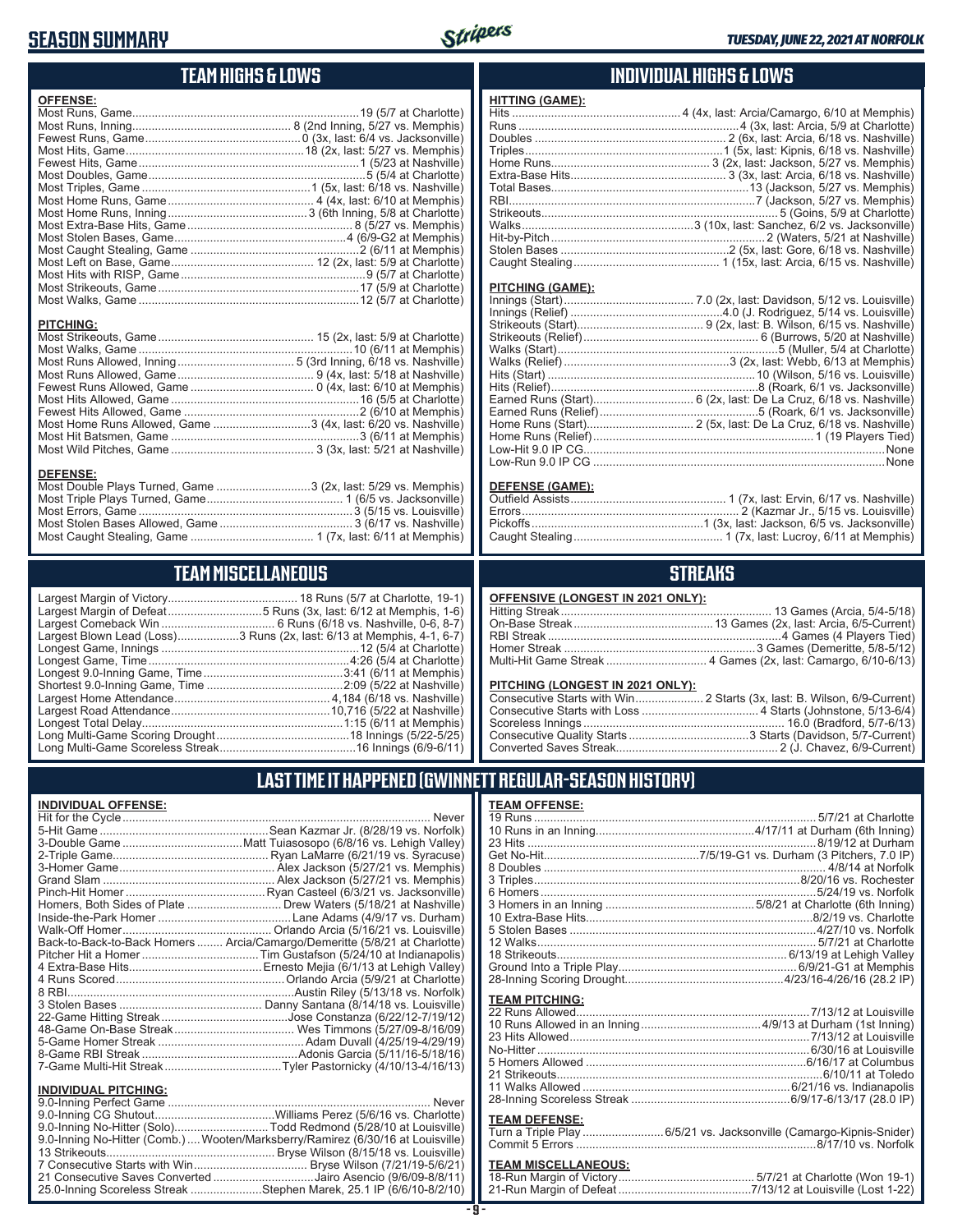# SEASON SUMMARY

*TUESDAY, JUNE 22, 2021 AT NORFOLK*

## TEAM HIGHS & LOWS

**OFFENSE:**

| | |
|---|---|
| Most Runs, Game | 19 (5/7 at Charlotte) |
| Most Runs, Inning | 8 (2nd Inning, 5/27 vs. Memphis) |
| Fewest Runs, Game | 0 (3x, last: 6/4 vs. Jacksonville) |
| Most Hits, Game | 18 (2x, last: 5/27 vs. Memphis) |
| Fewest Hits, Game | 1 (5/23 at Nashville) |
| Most Doubles, Game | 5 (5/4 at Charlotte) |
| Most Triples, Game | 1 (5x, last: 6/18 vs. Nashville) |
| Most Home Runs, Game | 4 (4x, last: 6/10 at Memphis) |
| Most Home Runs, Inning | 3 (6th Inning, 5/8 at Charlotte) |
| Most Extra-Base Hits, Game | 8 (5/27 vs. Memphis) |
| Most Stolen Bases, Game | 4 (6/9-G2 at Memphis) |
| Most Caught Stealing, Game | 2 (6/11 at Memphis) |
| Most Left on Base, Game | 12 (2x, last: 5/9 at Charlotte) |
| Most Hits with RISP, Game | 9 (5/7 at Charlotte) |
| Most Strikeouts, Game | 17 (5/9 at Charlotte) |
| Most Walks, Game | 12 (5/7 at Charlotte) |

**PITCHING:**

| | |
|---|---|
| Most Strikeouts, Game | 15 (2x, last: 5/9 at Charlotte) |
| Most Walks, Game | 10 (6/11 at Memphis) |
| Most Runs Allowed, Inning | 5 (3rd Inning, 6/18 vs. Nashville) |
| Most Runs Allowed, Game | 9 (4x, last: 5/18 at Nashville) |
| Fewest Runs Allowed, Game | 0 (4x, last: 6/10 at Memphis) |
| Most Hits Allowed, Game | 16 (5/5 at Charlotte) |
| Fewest Hits Allowed, Game | 2 (6/10 at Memphis) |
| Most Home Runs Allowed, Game | 3 (4x, last: 6/20 vs. Nashville) |
| Most Hit Batsmen, Game | 3 (6/11 at Memphis) |
| Most Wild Pitches, Game | 3 (3x, last: 5/21 at Nashville) |

**DEFENSE:**

| | |
|---|---|
| Most Double Plays Turned, Game | 3 (2x, last: 5/29 vs. Memphis) |
| Most Triple Plays Turned, Game | 1 (6/5 vs. Jacksonville) |
| Most Errors, Game | 3 (5/15 vs. Louisville) |
| Most Stolen Bases Allowed, Game | 3 (6/17 vs. Nashville) |
| Most Caught Stealing, Game | 1 (7x, last: 6/11 at Memphis) |

## INDIVIDUAL HIGHS & LOWS

**HITTING (GAME):**

| | |
|---|---|
| Hits | 4 (4x, last: Arcia/Camargo, 6/10 at Memphis) |
| Runs | 4 (3x, last: Arcia, 5/9 at Charlotte) |
| Doubles | 2 (6x, last: Arcia, 6/18 vs. Nashville) |
| Triples | 1 (5x, last: Kipnis, 6/18 vs. Nashville) |
| Home Runs | 3 (2x, last: Jackson, 5/27 vs. Memphis) |
| Extra-Base Hits | 3 (3x, last: Arcia, 6/18 vs. Nashville) |
| Total Bases | 13 (Jackson, 5/27 vs. Memphis) |
| RBI | 7 (Jackson, 5/27 vs. Memphis) |
| Strikeouts | 5 (Goins, 5/9 at Charlotte) |
| Walks | 3 (10x, last: Sanchez, 6/2 vs. Jacksonville) |
| Hit-by-Pitch | 2 (Waters, 5/21 at Nashville) |
| Stolen Bases | 2 (5x, last: Gore, 6/18 vs. Nashville) |
| Caught Stealing | 1 (15x, last: Arcia, 6/15 vs. Nashville) |

**PITCHING (GAME):**

| | |
|---|---|
| Innings (Start) | 7.0 (2x, last: Davidson, 5/12 vs. Louisville) |
| Innings (Relief) | 4.0 (J. Rodriguez, 5/14 vs. Louisville) |
| Strikeouts (Start) | 9 (2x, last: B. Wilson, 6/15 vs. Nashville) |
| Strikeouts (Relief) | 6 (Burrows, 5/20 at Nashville) |
| Walks (Start) | 5 (Muller, 5/4 at Charlotte) |
| Walks (Relief) | 3 (2x, last: Webb, 6/13 at Memphis) |
| Hits (Start) | 10 (Wilson, 5/16 vs. Louisville) |
| Hits (Relief) | 8 (Roark, 6/1 vs. Jacksonville) |
| Earned Runs (Start) | 6 (2x, last: De La Cruz, 6/18 vs. Nashville) |
| Earned Runs (Relief) | 5 (Roark, 6/1 vs. Jacksonville) |
| Home Runs (Start) | 2 (5x, last: De La Cruz, 6/18 vs. Nashville) |
| Home Runs (Relief) | 1 (19 Players Tied) |
| Low-Hit 9.0 IP CG | None |
| Low-Run 9.0 IP CG | None |

**DEFENSE (GAME):**

| | |
|---|---|
| Outfield Assists | 1 (7x, last: Ervin, 6/17 vs. Nashville) |
| Errors | 2 (Kazmar Jr., 5/15 vs. Louisville) |
| Pickoffs | 1 (3x, last: Jackson, 6/5 vs. Jacksonville) |
| Caught Stealing | 1 (7x, last: Lucroy, 6/11 at Memphis) |

## TEAM MISCELLANEOUS

| | |
|---|---|
| Largest Margin of Victory | 18 Runs (5/7 at Charlotte, 19-1) |
| Largest Margin of Defeat | 5 Runs (3x, last: 6/12 at Memphis, 1-6) |
| Largest Comeback Win | 6 Runs (6/18 vs. Nashville, 0-6, 8-7) |
| Largest Blown Lead (Loss) | 3 Runs (2x, last: 6/13 at Memphis, 4-1, 6-7) |
| Longest Game, Innings | 12 (5/4 at Charlotte) |
| Longest Game, Time | 4:26 (5/4 at Charlotte) |
| Longest 9.0-Inning Game, Time | 3:41 (6/11 at Memphis) |
| Shortest 9.0-Inning Game, Time | 2:09 (5/22 at Nashville) |
| Largest Home Attendance | 4,184 (6/18 vs. Nashville) |
| Largest Road Attendance | 10,716 (5/22 at Nashville) |
| Longest Total Delay | 1:15 (6/11 at Memphis) |
| Long Multi-Game Scoring Drought | 18 Innings (5/22-5/25) |
| Long Multi-Game Scoreless Streak | 16 Innings (6/9-6/11) |

## STREAKS

**OFFENSIVE (LONGEST IN 2021 ONLY):**

| | |
|---|---|
| Hitting Streak | 13 Games (Arcia, 5/4-5/18) |
| On-Base Streak | 13 Games (2x, last: Arcia, 6/5-Current) |
| RBI Streak | 4 Games (4 Players Tied) |
| Homer Streak | 3 Games (Demeritte, 5/8-5/12) |
| Multi-Hit Game Streak | 4 Games (2x, last: Camargo, 6/10-6/13) |

**PITCHING (LONGEST IN 2021 ONLY):**

| | |
|---|---|
| Consecutive Starts with Win | 2 Starts (3x, last: B. Wilson, 6/9-Current) |
| Consecutive Starts with Loss | 4 Starts (Johnstone, 5/13-6/4) |
| Scoreless Innings | 16.0 (Bradford, 5/7-6/13) |
| Consecutive Quality Starts | 3 Starts (Davidson, 5/7-Current) |
| Converted Saves Streak | 2 (J. Chavez, 6/9-Current) |

## LAST TIME IT HAPPENED (GWINNETT REGULAR-SEASON HISTORY)

**INDIVIDUAL OFFENSE:**

| | |
|---|---|
| Hit for the Cycle | Never |
| 5-Hit Game | Sean Kazmar Jr. (8/28/19 vs. Norfolk) |
| 3-Double Game | Matt Tuiasosopo (6/8/16 vs. Lehigh Valley) |
| 2-Triple Game | Ryan LaMarre (6/21/19 vs. Syracuse) |
| 3-Homer Game | Alex Jackson (5/27/21 vs. Memphis) |
| Grand Slam | Alex Jackson (5/27/21 vs. Memphis) |
| Pinch-Hit Homer | Ryan Casteel (6/3/21 vs. Jacksonville) |
| Homers, Both Sides of Plate | Drew Waters (5/18/21 at Nashville) |
| Inside-the-Park Homer | Lane Adams (4/9/17 vs. Durham) |
| Walk-Off Homer | Orlando Arcia (5/16/21 vs. Louisville) |
| Back-to-Back-to-Back Homers | Arcia/Camargo/Demeritte (5/8/21 at Charlotte) |
| Pitcher Hit a Homer | Tim Gustafson (5/24/10 at Indianapolis) |
| 4 Extra-Base Hits | Ernesto Mejia (6/1/13 at Lehigh Valley) |
| 4 Runs Scored | Orlando Arcia (5/9/21 at Charlotte) |
| 8 RBI | Austin Riley (5/13/18 vs. Norfolk) |
| 3 Stolen Bases | Danny Santana (8/14/18 vs. Louisville) |
| 22-Game Hitting Streak | Jose Constanza (6/22/12-7/19/12) |
| 48-Game On-Base Streak | Wes Timmons (5/27/09-8/16/09) |
| 5-Game Homer Streak | Adam Duvall (4/25/19-4/29/19) |
| 8-Game RBI Streak | Adonis Garcia (5/11/16-5/18/16) |
| 7-Game Multi-Hit Streak | Tyler Pastornicky (4/10/13-4/16/13) |

**INDIVIDUAL PITCHING:**

| | |
|---|---|
| 9.0-Inning Perfect Game | Never |
| 9.0-Inning CG Shutout | Williams Perez (5/6/16 vs. Charlotte) |
| 9.0-Inning No-Hitter (Solo) | Todd Redmond (5/28/10 at Louisville) |
| 9.0-Inning No-Hitter (Comb.) | Wooten/Marksberry/Ramirez (6/30/16 at Louisville) |
| 13 Strikeouts | Bryse Wilson (8/15/18 vs. Louisville) |
| 7 Consecutive Starts with Win | Bryse Wilson (7/21/19-5/6/21) |
| 21 Consecutive Saves Converted | Jairo Asencio (9/6/09-8/8/11) |
| 25.0-Inning Scoreless Streak | Stephen Marek, 25.1 IP (6/6/10-8/2/10) |

**TEAM OFFENSE:**

| | |
|---|---|
| 19 Runs | 5/7/21 at Charlotte |
| 10 Runs in an Inning | 4/17/11 at Durham (6th Inning) |
| 23 Hits | 8/19/12 at Durham |
| Get No-Hit | 7/5/19-G1 vs. Durham (3 Pitchers, 7.0 IP) |
| 8 Doubles | 4/8/14 at Norfolk |
| 3 Triples | 8/20/16 vs. Rochester |
| 6 Homers | 5/24/19 vs. Norfolk |
| 3 Homers in an Inning | 5/8/21 at Charlotte (6th Inning) |
| 10 Extra-Base Hits | 8/2/19 vs. Charlotte |
| 5 Stolen Bases | 4/27/10 vs. Norfolk |
| 12 Walks | 5/7/21 at Charlotte |
| 18 Strikeouts | 6/13/19 at Lehigh Valley |
| Ground Into a Triple Play | 6/9/21-G1 at Memphis |
| 28-Inning Scoring Drought | 4/23/16-4/26/16 (28.2 IP) |

**TEAM PITCHING:**

| | |
|---|---|
| 22 Runs Allowed | 7/13/12 at Louisville |
| 10 Runs Allowed in an Inning | 4/9/13 at Durham (1st Inning) |
| 23 Hits Allowed | 7/13/12 at Louisville |
| No-Hitter | 6/30/16 at Louisville |
| 5 Homers Allowed | 6/16/17 at Columbus |
| 21 Strikeouts | 6/10/11 at Toledo |
| 11 Walks Allowed | 6/21/16 vs. Indianapolis |
| 28-Inning Scoreless Streak | 6/9/17-6/13/17 (28.0 IP) |

**TEAM DEFENSE:**

| | |
|---|---|
| Turn a Triple Play | 6/5/21 vs. Jacksonville (Camargo-Kipnis-Snider) |
| Commit 5 Errors | 8/17/10 vs. Norfolk |

**TEAM MISCELLANEOUS:**

| | |
|---|---|
| 18-Run Margin of Victory | 5/7/21 at Charlotte (Won 19-1) |
| 21-Run Margin of Defeat | 7/13/12 at Louisville (Lost 1-22) |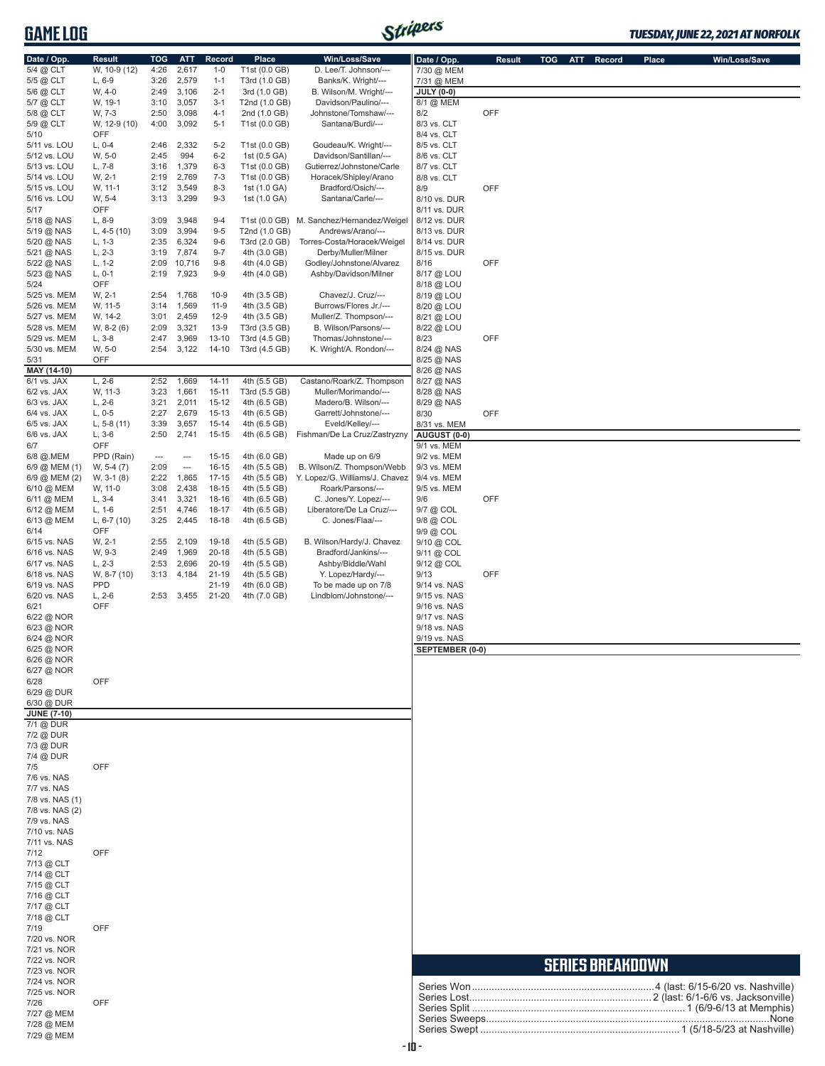## GAME LOG

*TUESDAY, JUNE 22, 2021 AT NORFOLK*

| Date / Opp. | Result | TOG | ATT | Record | Place | Win/Loss/Save |
|---|---|---|---|---|---|---|
| 5/4 @ CLT | W, 10-9 (12) | 4:26 | 2,617 | 1-0 | T1st (0.0 GB) | D. Lee/T. Johnson/--- |
| 5/5 @ CLT | L, 6-9 | 3:26 | 2,579 | 1-1 | T3rd (1.0 GB) | Banks/K. Wright/--- |
| 5/6 @ CLT | W, 4-0 | 2:49 | 3,106 | 2-1 | 3rd (1.0 GB) | B. Wilson/M. Wright/--- |
| 5/7 @ CLT | W, 19-1 | 3:10 | 3,057 | 3-1 | T2nd (1.0 GB) | Davidson/Paulino/--- |
| 5/8 @ CLT | W, 7-3 | 2:50 | 3,098 | 4-1 | 2nd (1.0 GB) | Johnstone/Tomshaw/--- |
| 5/9 @ CLT | W, 12-9 (10) | 4:00 | 3,092 | 5-1 | T1st (0.0 GB) | Santana/Burdi/--- |
| 5/10 | OFF | | | | | |
| 5/11 vs. LOU | L, 0-4 | 2:46 | 2,332 | 5-2 | T1st (0.0 GB) | Goudeau/K. Wright/--- |
| 5/12 vs. LOU | W, 5-0 | 2:45 | 994 | 6-2 | 1st (0.5 GA) | Davidson/Santillan/--- |
| 5/13 vs. LOU | L, 7-8 | 3:16 | 1,379 | 6-3 | T1st (0.0 GB) | Gutierrez/Johnstone/Carle |
| 5/14 vs. LOU | W, 2-1 | 2:19 | 2,769 | 7-3 | T1st (0.0 GB) | Horacek/Shipley/Arano |
| 5/15 vs. LOU | W, 11-1 | 3:12 | 3,549 | 8-3 | 1st (1.0 GA) | Bradford/Osich/--- |
| 5/16 vs. LOU | W, 5-4 | 3:13 | 3,299 | 9-3 | 1st (1.0 GA) | Santana/Carle/--- |
| 5/17 | OFF | | | | | |
| 5/18 @ NAS | L, 8-9 | 3:09 | 3,948 | 9-4 | T1st (0.0 GB) | M. Sanchez/Hernandez/Weigel |
| 5/19 @ NAS | L, 4-5 (10) | 3:09 | 3,994 | 9-5 | T2nd (1.0 GB) | Andrews/Arano/--- |
| 5/20 @ NAS | L, 1-3 | 2:35 | 6,324 | 9-6 | T3rd (2.0 GB) | Torres-Costa/Horacek/Weigel |
| 5/21 @ NAS | L, 2-3 | 3:19 | 7,874 | 9-7 | 4th (3.0 GB) | Derby/Muller/Milner |
| 5/22 @ NAS | L, 1-2 | 2:09 | 10,716 | 9-8 | 4th (4.0 GB) | Godley/Johnstone/Alvarez |
| 5/23 @ NAS | L, 0-1 | 2:19 | 7,923 | 9-9 | 4th (4.0 GB) | Ashby/Davidson/Milner |
| 5/24 | OFF | | | | | |
| 5/25 vs. MEM | W, 2-1 | 2:54 | 1,768 | 10-9 | 4th (3.5 GB) | Chavez/J. Cruz/--- |
| 5/26 vs. MEM | W, 11-5 | 3:14 | 1,569 | 11-9 | 4th (3.5 GB) | Burrows/Flores Jr./--- |
| 5/27 vs. MEM | W, 14-2 | 3:01 | 2,459 | 12-9 | 4th (3.5 GB) | Muller/Z. Thompson/--- |
| 5/28 vs. MEM | W, 8-2 (6) | 2:09 | 3,321 | 13-9 | T3rd (3.5 GB) | B. Wilson/Parsons/--- |
| 5/29 vs. MEM | L, 3-8 | 2:47 | 3,969 | 13-10 | T3rd (4.5 GB) | Thomas/Johnstone/--- |
| 5/30 vs. MEM | W, 5-0 | 2:54 | 3,122 | 14-10 | T3rd (4.5 GB) | K. Wright/A. Rondon/--- |
| 5/31 | OFF | | | | | |
| **MAY (14-10)** | | | | | | |
| 6/1 vs. JAX | L, 2-6 | 2:52 | 1,669 | 14-11 | 4th (5.5 GB) | Castano/Roark/Z. Thompson |
| 6/2 vs. JAX | W, 11-3 | 3:23 | 1,661 | 15-11 | T3rd (5.5 GB) | Muller/Morimando/--- |
| 6/3 vs. JAX | L, 2-6 | 3:21 | 2,011 | 15-12 | 4th (6.5 GB) | Madero/B. Wilson/--- |
| 6/4 vs. JAX | L, 0-5 | 2:27 | 2,679 | 15-13 | 4th (6.5 GB) | Garrett/Johnstone/--- |
| 6/5 vs. JAX | L, 5-8 (11) | 3:39 | 3,657 | 15-14 | 4th (6.5 GB) | Eveld/Kelley/--- |
| 6/6 vs. JAX | L, 3-6 | 2:50 | 2,741 | 15-15 | 4th (6.5 GB) | Fishman/De La Cruz/Zastryzny |
| 6/7 | OFF | | | | | |
| 6/8 @ MEM | PPD (Rain) | --- | --- | 15-15 | 4th (6.0 GB) | Made up on 6/9 |
| 6/9 @ MEM (1) | W, 5-4 (7) | 2:09 | --- | 16-15 | 4th (5.5 GB) | B. Wilson/Z. Thompson/Webb |
| 6/9 @ MEM (2) | W, 3-1 (8) | 2:22 | 1,865 | 17-15 | 4th (5.5 GB) | Y. Lopez/G. Williams/J. Chavez |
| 6/10 @ MEM | W, 11-0 | 3:08 | 2,438 | 18-15 | 4th (5.5 GB) | Roark/Parsons/--- |
| 6/11 @ MEM | L, 3-4 | 3:41 | 3,321 | 18-16 | 4th (6.5 GB) | C. Jones/Y. Lopez/--- |
| 6/12 @ MEM | L, 1-6 | 2:51 | 4,746 | 18-17 | 4th (6.5 GB) | Liberatore/De La Cruz/--- |
| 6/13 @ MEM | L, 6-7 (10) | 3:25 | 2,445 | 18-18 | 4th (6.5 GB) | C. Jones/Flaa/--- |
| 6/14 | OFF | | | | | |
| 6/15 vs. NAS | W, 2-1 | 2:55 | 2,109 | 19-18 | 4th (5.5 GB) | B. Wilson/Hardy/J. Chavez |
| 6/16 vs. NAS | W, 9-3 | 2:49 | 1,969 | 20-18 | 4th (5.5 GB) | Bradford/Jankins/--- |
| 6/17 vs. NAS | L, 2-3 | 2:53 | 2,696 | 20-19 | 4th (5.5 GB) | Ashby/Biddle/Wahl |
| 6/18 vs. NAS | W, 8-7 (10) | 3:13 | 4,184 | 21-19 | 4th (5.5 GB) | Y. Lopez/Hardy/--- |
| 6/19 vs. NAS | PPD | | | 21-19 | 4th (6.0 GB) | To be made up on 7/8 |
| 6/20 vs. NAS | L, 2-6 | 2:53 | 3,455 | 21-20 | 4th (7.0 GB) | Lindblom/Johnstone/--- |
| 6/21 | OFF | | | | | |
| 6/22 @ NOR | | | | | | |
| 6/23 @ NOR | | | | | | |
| 6/24 @ NOR | | | | | | |
| 6/25 @ NOR | | | | | | |
| 6/26 @ NOR | | | | | | |
| 6/27 @ NOR | | | | | | |
| 6/28 | OFF | | | | | |
| 6/29 @ DUR | | | | | | |
| 6/30 @ DUR | | | | | | |
| **JUNE (7-10)** | | | | | | |
| 7/1 @ DUR | | | | | | |
| 7/2 @ DUR | | | | | | |
| 7/3 @ DUR | | | | | | |
| 7/4 @ DUR | | | | | | |
| 7/5 | OFF | | | | | |
| 7/6 vs. NAS | | | | | | |
| 7/7 vs. NAS | | | | | | |
| 7/8 vs. NAS (1) | | | | | | |
| 7/8 vs. NAS (2) | | | | | | |
| 7/9 vs. NAS | | | | | | |
| 7/10 vs. NAS | | | | | | |
| 7/11 vs. NAS | | | | | | |
| 7/12 | OFF | | | | | |
| 7/13 @ CLT | | | | | | |
| 7/14 @ CLT | | | | | | |
| 7/15 @ CLT | | | | | | |
| 7/16 @ CLT | | | | | | |
| 7/17 @ CLT | | | | | | |
| 7/18 @ CLT | | | | | | |
| 7/19 | OFF | | | | | |
| 7/20 vs. NOR | | | | | | |
| 7/21 vs. NOR | | | | | | |
| 7/22 vs. NOR | | | | | | |
| 7/23 vs. NOR | | | | | | |
| 7/24 vs. NOR | | | | | | |
| 7/25 vs. NOR | | | | | | |
| 7/26 | OFF | | | | | |
| 7/27 @ MEM | | | | | | |
| 7/28 @ MEM | | | | | | |
| 7/29 @ MEM | | | | | | |

| Date / Opp. | Result | TOG | ATT | Record | Place | Win/Loss/Save |
|---|---|---|---|---|---|---|
| 7/30 @ MEM | | | | | | |
| 7/31 @ MEM | | | | | | |
| **JULY (0-0)** | | | | | | |
| 8/1 @ MEM | | | | | | |
| 8/2 | OFF | | | | | |
| 8/3 vs. CLT | | | | | | |
| 8/4 vs. CLT | | | | | | |
| 8/5 vs. CLT | | | | | | |
| 8/6 vs. CLT | | | | | | |
| 8/7 vs. CLT | | | | | | |
| 8/8 vs. CLT | | | | | | |
| 8/9 | OFF | | | | | |
| 8/10 vs. DUR | | | | | | |
| 8/11 vs. DUR | | | | | | |
| 8/12 vs. DUR | | | | | | |
| 8/13 vs. DUR | | | | | | |
| 8/14 vs. DUR | | | | | | |
| 8/15 vs. DUR | | | | | | |
| 8/16 | OFF | | | | | |
| 8/17 @ LOU | | | | | | |
| 8/18 @ LOU | | | | | | |
| 8/19 @ LOU | | | | | | |
| 8/20 @ LOU | | | | | | |
| 8/21 @ LOU | | | | | | |
| 8/22 @ LOU | | | | | | |
| 8/23 | OFF | | | | | |
| 8/24 @ NAS | | | | | | |
| 8/25 @ NAS | | | | | | |
| 8/26 @ NAS | | | | | | |
| 8/27 @ NAS | | | | | | |
| 8/28 @ NAS | | | | | | |
| 8/29 @ NAS | | | | | | |
| 8/30 | OFF | | | | | |
| 8/31 vs. MEM | | | | | | |
| **AUGUST (0-0)** | | | | | | |
| 9/1 vs. MEM | | | | | | |
| 9/2 vs. MEM | | | | | | |
| 9/3 vs. MEM | | | | | | |
| 9/4 vs. MEM | | | | | | |
| 9/5 vs. MEM | | | | | | |
| 9/6 | OFF | | | | | |
| 9/7 @ COL | | | | | | |
| 9/8 @ COL | | | | | | |
| 9/9 @ COL | | | | | | |
| 9/10 @ COL | | | | | | |
| 9/11 @ COL | | | | | | |
| 9/12 @ COL | | | | | | |
| 9/13 | OFF | | | | | |
| 9/14 vs. NAS | | | | | | |
| 9/15 vs. NAS | | | | | | |
| 9/16 vs. NAS | | | | | | |
| 9/17 vs. NAS | | | | | | |
| 9/18 vs. NAS | | | | | | |
| 9/19 vs. NAS | | | | | | |
| **SEPTEMBER (0-0)** | | | | | | |

## SERIES BREAKDOWN

Series Won....................4 (last: 6/15-6/20 vs. Nashville)
Series Lost....................2 (last: 6/1-6/6 vs. Jacksonville)
Series Split....................1 (6/9-6/13 at Memphis)
Series Sweeps....................None
Series Swept....................1 (5/18-5/23 at Nashville)